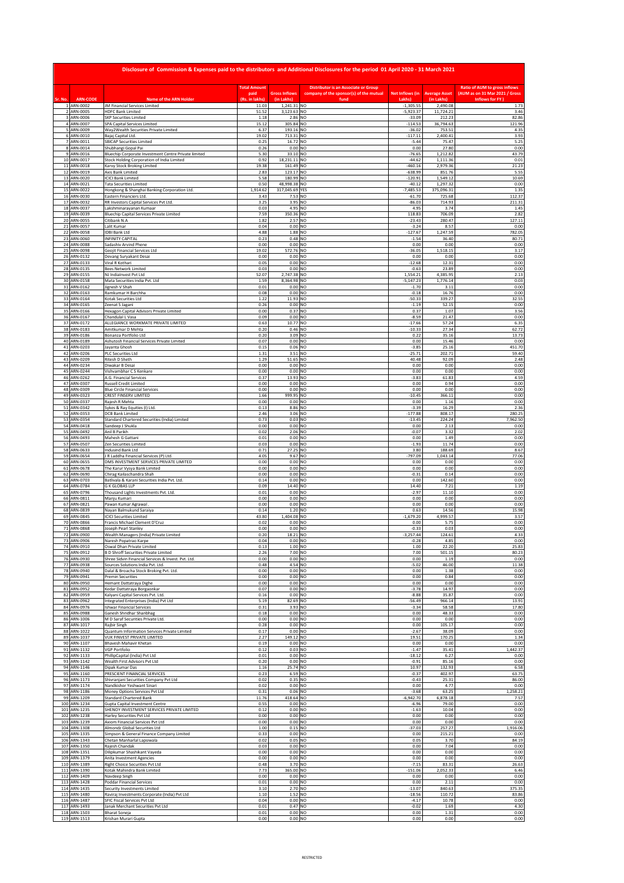# Disclosure of Commission & Expenses paid to the distributors and Additional Disclosures for the period 01 April 2020 - 31 March 2021

| Sr. No. | ARN-CODE | Name of the ARN Holder | Total Amount paid (Rs. in lakhs) | Gross Inflows (in Lakhs) | Distributor is an Associate or Group company of the sponsor(s) of the mutual fund | Net Inflows (in Lakhs) | Average Asset (in Lakhs) | Ratio of AUM to gross inflows (AUM as on 31 Mar 2021 / Gross Inflows for FY ) |
|---|---|---|---|---|---|---|---|---|
| 1 | ARN-0002 | JM Financial Services Limited | 11.03 | 1,241.31 | NO | -1,305.55 | 2,490.08 | 1.73 |
| 2 | ARN-0005 | HDFC Bank Limited | 51.52 | 3,123.63 | NO | -5,923.37 | 11,724.21 | 3.46 |
| 3 | ARN-0006 | SKP Securities Limited | 1.18 | 2.86 | NO | -33.09 | 212.23 | 82.86 |
| 4 | ARN-0007 | SPA Capital Services Limited | 15.12 | 305.84 | NO | -114.53 | 36,794.63 | 121.96 |
| 5 | ARN-0009 | Way2Wealth Securities Private Limited | 6.37 | 193.16 | NO | -36.02 | 753.51 | 4.35 |
| 6 | ARN-0010 | Bajaj Capital Ltd. | 19.02 | 713.31 | NO | -117.11 | 2,400.41 | 3.93 |
| 7 | ARN-0011 | SBICAP Securities Limited | 0.25 | 16.72 | NO | -5.44 | 75.47 | 5.25 |
| 8 | ARN-0014 | Shubhangi Gopal Pai | 0.26 | 0.00 | NO | 0.00 | 27.80 | 0.00 |
| 9 | ARN-0016 | Bluechip Corporate Investment Centre Private limited | 5.30 | 33.10 | NO | -76.65 | 1,212.82 | 43.79 |
| 10 | ARN-0017 | Stock Holding Corporation of India Limited | 0.92 | 18,231.11 | NO | -44.62 | 1,111.36 | 0.01 |
| 11 | ARN-0018 | Karvy Stock Broking Limited | 19.38 | 161.49 | NO | -460.16 | 2,979.36 | 21.23 |
| 12 | ARN-0019 | Axis Bank Limited | 2.83 | 123.17 | NO | -638.99 | 851.76 | 5.55 |
| 13 | ARN-0020 | ICICI Bank Limited | 5.58 | 180.99 | NO | -120.91 | 1,549.12 | 10.69 |
| 14 | ARN-0021 | Tata Securities Limited | 0.50 | 48,998.38 | NO | -40.12 | 1,297.32 | 0.00 |
| 15 | ARN-0022 | Hongkong & Shanghai Banking Corporation Ltd. | 1,914.62 | 317,045.69 | YES | -7,485.53 | 375,096.31 | 1.35 |
| 16 | ARN-0030 | Eastern Financiers Ltd. | 3.43 | 7.53 | NO | -61.70 | 725.68 | 112.37 |
| 17 | ARN-0032 | RR Investors Capital Services Pvt Ltd. | 3.25 | 3.95 | NO | -86.03 | 714.93 | 211.31 |
| 18 | ARN-0037 | Lakshminarayanan Kumaar | 0.03 | 4.95 | NO | 4.95 | 3.74 | 1.45 |
| 19 | ARN-0039 | Bluechip Capital Services Private Limited | 7.59 | 350.36 | NO | 118.83 | 706.09 | 2.82 |
| 20 | ARN-0055 | Citibank N.A | 1.82 | 2.57 | NO | -23.43 | 280.47 | 127.11 |
| 21 | ARN-0057 | Lalit Kumar | 0.04 | 0.00 | NO | -3.24 | 8.57 | 0.00 |
| 22 | ARN-0058 | IDBI Bank Ltd | 4.88 | 1.88 | NO | -127.67 | 1,247.59 | 782.05 |
| 23 | ARN-0060 | INFINITY CAPITAL | 0.23 | 0.48 | NO | 1.54 | 36.40 | 80.71 |
| 24 | ARN-0088 | Sadashiv Arvind Phene | 0.00 | 0.00 | NO | 0.00 | 0.00 | 0.00 |
| 25 | ARN-0098 | Geojit Financial Services Ltd | 19.02 | 572.76 | NO | -36.05 | 1,518.15 | 3.17 |
| 26 | ARN-0132 | Devang Suryakant Desai | 0.00 | 0.00 | NO | 0.00 | 0.00 | 0.00 |
| 27 | ARN-0133 | Viral R Kothari | 0.05 | 0.00 | NO | -12.68 | 12.31 | 0.00 |
| 28 | ARN-0135 | Bees Network Limited | 0.03 | 0.00 | NO | -0.63 | 23.89 | 0.00 |
| 29 | ARN-0155 | NJ IndiaInvest Pvt Ltd | 52.07 | 2,747.38 | NO | 1,554.21 | 4,385.95 | 2.13 |
| 30 | ARN-0158 | Mata Securities India Pvt. Ltd | 1.59 | 8,364.98 | NO | -5,147.23 | 1,776.14 | 0.03 |
| 31 | ARN-0162 | Jignesh V Shah | 0.01 | 0.00 | NO | -1.70 | 3.11 | 0.00 |
| 32 | ARN-0163 | Ramkumar H Barchha | 0.08 | 0.00 | NO | -0.18 | 16.76 | 0.00 |
| 33 | ARN-0164 | Kotak Securities Ltd | 1.22 | 11.93 | NO | -50.33 | 339.27 | 32.55 |
| 34 | ARN-0165 | Zeenat S Jagani | 0.26 | 0.00 | NO | 1.19 | 52.15 | 0.00 |
| 35 | ARN-0166 | Hexagon Capital Advisors Private Limited | 0.00 | 0.37 | NO | 0.37 | 1.07 | 3.56 |
| 36 | ARN-0167 | Chandulal L Vasa | 0.09 | 0.00 | NO | -8.59 | 21.47 | 0.00 |
| 37 | ARN-0172 | ALLEGIANCE WORKMATE PRIVATE LIMITED | 0.63 | 10.77 | NO | -17.66 | 57.24 | 6.35 |
| 38 | ARN-0183 | Amitkumar D Mehta | 0.20 | 0.46 | NO | -10.33 | 27.34 | 62.72 |
| 39 | ARN-0186 | Bonanza Portfolio Ltd | 0.20 | 3.09 | NO | 0.22 | 35.16 | 13.73 |
| 40 | ARN-0189 | Ashutosh Financial Services Private Limited | 0.07 | 0.00 | NO | 0.00 | 15.46 | 0.00 |
| 41 | ARN-0203 | Jayanta Ghosh | 0.15 | 0.06 | NO | -3.85 | 25.16 | 451.70 |
| 42 | ARN-0206 | PLC Securities Ltd | 1.31 | 3.51 | NO | -25.71 | 202.71 | 59.40 |
| 43 | ARN-0209 | Ritesh D Sheth | 1.29 | 51.65 | NO | 40.48 | 92.09 | 2.48 |
| 44 | ARN-0234 | Diwakar B Desai | 0.00 | 0.00 | NO | 0.00 | 0.00 | 0.00 |
| 45 | ARN-0244 | Vishwambhar C S Kenkare | 0.00 | 0.00 | NO | 0.00 | 0.00 | 0.00 |
| 46 | ARN-0262 | A.G. Financial Services | 0.37 | 13.93 | NO | -3.83 | 61.83 | 4.59 |
| 47 | ARN-0307 | Russell Credit Limited | 0.00 | 0.00 | NO | 0.00 | 0.94 | 0.00 |
| 48 | ARN-0309 | Blue Circle Financial Services | 0.00 | 0.00 | NO | 0.00 | 0.00 | 0.00 |
| 49 | ARN-0323 | CREST FINSERV LIMITED | 1.66 | 999.95 | NO | -10.45 | 366.11 | 0.00 |
| 50 | ARN-0337 | Rajesh R Mehta | 0.00 | 0.00 | NO | 0.00 | 1.16 | 0.00 |
| 51 | ARN-0342 | Sykes & Ray Equities (I) Ltd. | 0.13 | 8.86 | NO | -3.39 | 16.29 | 2.36 |
| 52 | ARN-0353 | DCB Bank Limited | 2.46 | 3.06 | NO | -177.88 | 808.17 | 280.25 |
| 53 | ARN-0354 | Standard Chartered Securities (India) Limited | 0.73 | 0.03 | NO | -13.45 | 224.24 | 7,962.50 |
| 54 | ARN-0418 | Sandeep J Shukla | 0.00 | 0.00 | NO | 0.00 | 2.13 | 0.00 |
| 55 | ARN-0492 | Anil B Parikh | 0.02 | 2.06 | NO | -0.07 | 3.32 | 2.02 |
| 56 | ARN-0493 | Mahesh G Gattani | 0.01 | 0.00 | NO | 0.00 | 1.49 | 0.00 |
| 57 | ARN-0507 | Zen Securities Limited | 0.03 | 0.00 | NO | -1.93 | 11.74 | 0.00 |
| 58 | ARN-0633 | Indusind Bank Ltd | 0.71 | 27.25 | NO | 3.80 | 188.69 | 8.67 |
| 59 | ARN-0654 | J R Laddha Financial Services (P) Ltd. | 4.05 | 9.67 | NO | -797.09 | 1,043.14 | 77.06 |
| 60 | ARN-0655 | DMS INVESTMENT SERVICES PRIVATE LIMITED | 0.00 | 0.00 | NO | 0.00 | 0.00 | 0.00 |
| 61 | ARN-0678 | The Karur Vysya Bank Limited | 0.00 | 0.00 | NO | 0.00 | 0.00 | 0.00 |
| 62 | ARN-0690 | Chirag Kailaschandra Shah | 0.00 | 0.00 | NO | -0.31 | 0.14 | 0.00 |
| 63 | ARN-0703 | Batlivala & Karani Securities India Pvt. Ltd. | 0.14 | 0.00 | NO | 0.00 | 142.60 | 0.00 |
| 64 | ARN-0784 | G K GLOBAS LLP | 0.09 | 14.40 | NO | 14.40 | 7.21 | 1.19 |
| 65 | ARN-0796 | Thousand Lights Investments Pvt. Ltd. | 0.01 | 0.00 | NO | -2.97 | 11.10 | 0.00 |
| 66 | ARN-0811 | Manju Kumari | 0.00 | 0.00 | NO | 0.00 | 0.00 | 0.00 |
| 67 | ARN-0821 | Pawan Kumar Agrawal . | 0.00 | 0.00 | NO | 0.00 | 0.00 | 0.00 |
| 68 | ARN-0839 | Nayan Balmukund Saraiya | 0.14 | 1.20 | NO | 0.63 | 14.56 | 15.98 |
| 69 | ARN-0845 | ICICI Securities Limited | 43.80 | 1,404.08 | NO | -1,679.20 | 4,999.57 | 3.57 |
| 70 | ARN-0866 | Francis Michael Clement D'Cruz | 0.02 | 0.00 | NO | 0.00 | 5.75 | 0.00 |
| 71 | ARN-0868 | Joseph Pearl Stanley | 0.00 | 0.00 | NO | -0.33 | 0.03 | 0.00 |
| 72 | ARN-0900 | Wealth Managers (India) Private Limited | 0.20 | 18.21 | NO | -3,257.44 | 124.61 | 4.33 |
| 73 | ARN-0906 | Naresh Popatrao Karpe | 0.04 | 0.00 | NO | -0.28 | 4.85 | 0.00 |
| 74 | ARN-0910 | Oswal Dhan Private Limited | 0.13 | 1.00 | NO | 1.00 | 22.20 | 25.83 |
| 75 | ARN-0912 | B D Shroff Securities Private Limited | 2.26 | 7.00 | NO | 7.00 | 501.15 | 80.23 |
| 76 | ARN-0930 | Shree Sidvin Financial Services & Invest. Pvt. Ltd. | 0.00 | 0.00 | NO | 0.00 | 1.19 | 0.00 |
| 77 | ARN-0938 | Sources Solutions India Pvt. Ltd. | 0.48 | 4.54 | NO | -5.02 | 46.00 | 11.38 |
| 78 | ARN-0940 | Dalal & Broacha Stock Broking Pvt. Ltd. | 0.00 | 0.00 | NO | 0.00 | 1.38 | 0.00 |
| 79 | ARN-0941 | Premin Securities | 0.00 | 0.00 | NO | 0.00 | 0.84 | 0.00 |
| 80 | ARN-0950 | Hemant Dattatraya Dighe | 0.00 | 0.00 | NO | 0.00 | 0.00 | 0.00 |
| 81 | ARN-0952 | Kedar Dattatraya Borgaonkar | 0.07 | 0.00 | NO | -3.78 | 14.97 | 0.00 |
| 82 | ARN-0959 | Kalyani Capital Services Pvt. Ltd. | 0.16 | 0.00 | NO | -8.88 | 35.87 | 0.00 |
| 83 | ARN-0962 | Integrated Enterprises (India) Pvt Ltd | 5.19 | 82.69 | NO | -56.49 | 966.14 | 13.91 |
| 84 | ARN-0976 | Ishwar Financial Services | 0.31 | 3.93 | NO | -3.34 | 58.58 | 17.80 |
| 85 | ARN-0988 | Ganesh Shridhar Shanbhag | 0.18 | 0.00 | NO | 0.00 | 48.33 | 0.00 |
| 86 | ARN-1006 | M D Saraf Securities Private Ltd. | 0.00 | 0.00 | NO | 0.00 | 0.00 | 0.00 |
| 87 | ARN-1017 | Rajbir Singh | 0.28 | 0.00 | NO | 0.00 | 105.17 | 0.00 |
| 88 | ARN-1022 | Quantum Information Services Private Limited | 0.17 | 0.00 | NO | -2.67 | 38.09 | 0.00 |
| 89 | ARN-1037 | VUK FINVEST PRIVATE LIMITED | 2.27 | 149.12 | NO | 19.51 | 170.25 | 1.34 |
| 90 | ARN-1107 | Bhavesh Mahavir Khetan | 0.19 | 0.00 | NO | 0.00 | 0.00 | 0.00 |
| 91 | ARN-1132 | VGP Portfolio | 0.12 | 0.03 | NO | -1.47 | 35.41 | 1,442.37 |
| 92 | ARN-1133 | PhillipCapital (India) Pvt Ltd | 0.01 | 0.00 | NO | -18.12 | 6.27 | 0.00 |
| 93 | ARN-1142 | Wealth First Advisors Pvt Ltd | 0.20 | 0.00 | NO | -0.91 | 85.16 | 0.00 |
| 94 | ARN-1146 | Dipak Kumar Das | 1.16 | 25.74 | NO | 10.97 | 132.93 | 6.58 |
| 95 | ARN-1160 | PRESCIENT FINANCIAL SERVICES | 0.23 | 6.59 | NO | -0.37 | 402.97 | 63.75 |
| 96 | ARN-1173 | Shivranjani Securities Company Pvt Ltd | 0.02 | 0.35 | NO | -0.43 | 25.31 | 86.00 |
| 97 | ARN-1174 | Nandkishor Yeshwant Sinari | 0.02 | 0.00 | NO | 0.00 | 4.77 | 0.00 |
| 98 | ARN-1186 | Money Options Services Pvt Ltd | 0.31 | 0.06 | NO | -3.68 | 63.25 | 1,258.21 |
| 99 | ARN-1209 | Standard Chartered Bank | 11.76 | 418.64 | NO | -6,942.70 | 6,878.18 | 7.57 |
| 100 | ARN-1234 | Gupta Capital Investment Centre | 0.55 | 0.00 | NO | -6.96 | 79.00 | 0.00 |
| 101 | ARN-1235 | SHENOY INVESTMENT SERVICES PRIVATE LIMITED | 0.12 | 0.00 | NO | -1.63 | 10.04 | 0.00 |
| 102 | ARN-1238 | Harley Securities Pvt Ltd | 0.00 | 0.00 | NO | 0.00 | 0.00 | 0.00 |
| 103 | ARN-1239 | Axiom Financial Services Pvt Ltd | 0.00 | 0.00 | NO | 0.00 | 0.00 | 0.00 |
| 104 | ARN-1308 | Almondz Global Securities Ltd | 1.00 | 0.15 | NO | -37.03 | 257.27 | 1,916.06 |
| 105 | ARN-1335 | Simpson & General Finance Company Limited | 0.33 | 0.00 | NO | 0.00 | 215.21 | 0.00 |
| 106 | ARN-1343 | Chetan Manharlal Lapsiwala | 0.02 | 0.05 | NO | 0.05 | 3.70 | 84.19 |
| 107 | ARN-1350 | Rajesh Chandak | 0.03 | 0.00 | NO | 0.00 | 7.04 | 0.00 |
| 108 | ARN-1351 | Dilipkumar Shashikant Vayeda | 0.00 | 0.00 | NO | 0.00 | 0.00 | 0.00 |
| 109 | ARN-1379 | Anita Investment Agencies | 0.00 | 0.00 | NO | 0.00 | 0.00 | 0.00 |
| 110 | ARN-1389 | Right Choice Securities Pvt Ltd | 0.48 | 3.70 | NO | -7.15 | 83.31 | 26.63 |
| 111 | ARN-1390 | Kotak Mahindra Bank Limited | 7.73 | 365.00 | NO | -151.06 | 2,052.33 | 6.46 |
| 112 | ARN-1409 | Navdeep Singh | 0.00 | 0.00 | NO | 0.00 | 0.00 | 0.00 |
| 113 | ARN-1428 | Poddar Financial Services | 0.01 | 0.00 | NO | 0.00 | 2.11 | 0.00 |
| 114 | ARN-1435 | Security Investments Limited | 3.10 | 2.70 | NO | -13.07 | 840.63 | 375.35 |
| 115 | ARN-1480 | Raviraj Investors Corporate (India) Pvt Ltd | 1.10 | 1.52 | NO | -18.56 | 110.72 | 83.86 |
| 116 | ARN-1487 | SFIC Fiscal Services Pvt Ltd | 0.04 | 0.00 | NO | -4.17 | 10.78 | 0.00 |
| 117 | ARN-1493 | Janak Merchant Securities Pvt Ltd | 0.01 | 0.47 | NO | -0.02 | 1.69 | 4.30 |
| 118 | ARN-1503 | Bharat Soneja | 0.01 | 0.00 | NO | 0.00 | 1.31 | 0.00 |
| 119 | ARN-1513 | Krishan Murari Gupta | 0.00 | 0.00 | NO | 0.00 | 0.00 | 0.00 |

RESTRICTED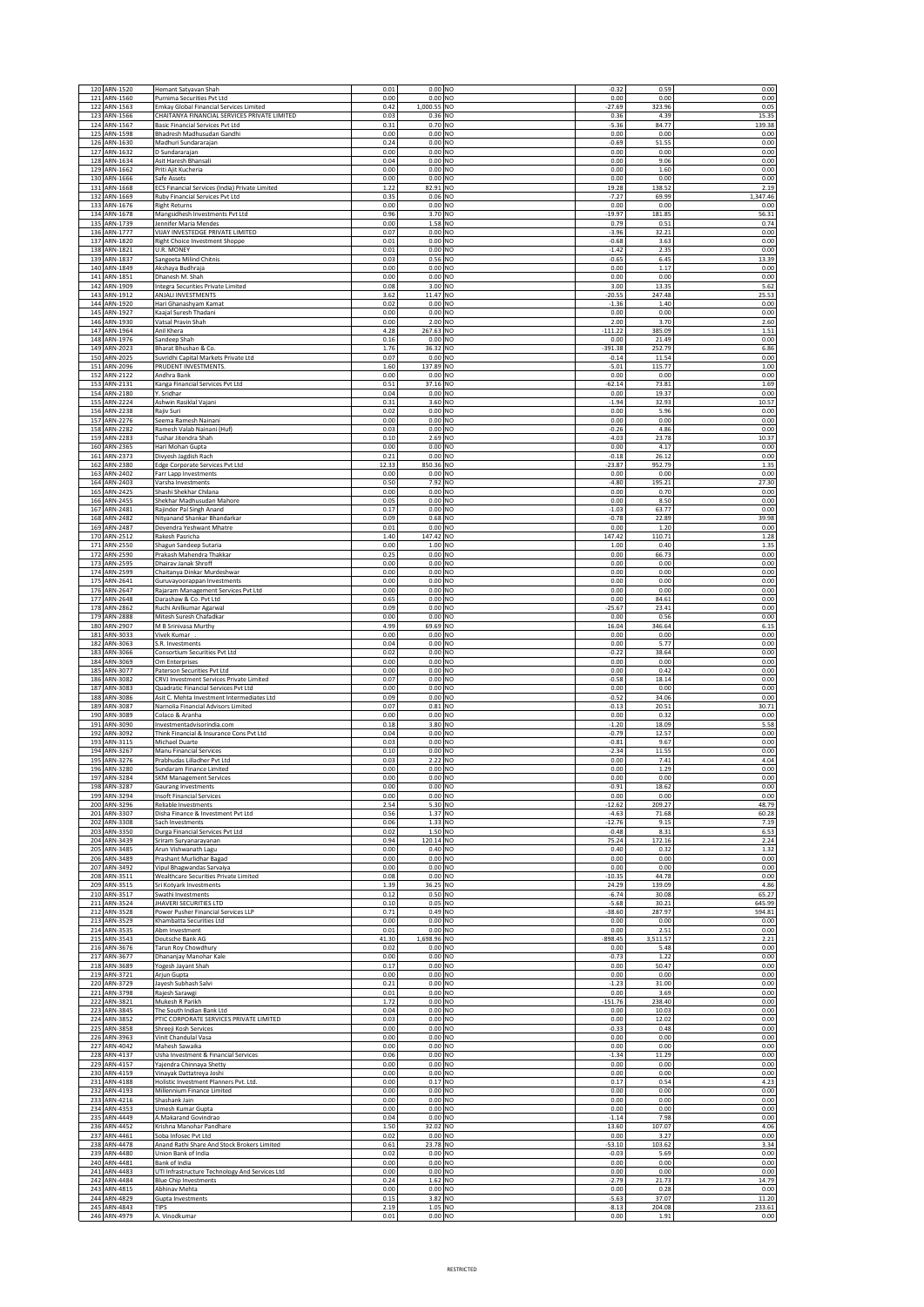| | | | | | | | | |
|---|---|---|---|---|---|---|---|---|
| 120 | ARN-1520 | Hemant Satyavan Shah | 0.01 | 0.00 | NO | -0.32 | 0.59 | 0.00 |
| 121 | ARN-1560 | Purnima Securities Pvt Ltd | 0.00 | 0.00 | NO | 0.00 | 0.00 | 0.00 |
| 122 | ARN-1563 | Emkay Global Financial Services Limited | 0.42 | 1,000.55 | NO | -27.69 | 323.96 | 0.05 |
| 123 | ARN-1566 | CHAITANYA FINANCIAL SERVICES PRIVATE LIMITED | 0.03 | 0.36 | NO | 0.36 | 4.39 | 15.35 |
| 124 | ARN-1567 | Basic Financial Services Pvt Ltd | 0.31 | 0.70 | NO | -5.36 | 84.77 | 139.38 |
| 125 | ARN-1598 | Bhadresh Madhusudan Gandhi | 0.00 | 0.00 | NO | 0.00 | 0.00 | 0.00 |
| 126 | ARN-1630 | Madhuri Sundararajan | 0.24 | 0.00 | NO | -0.69 | 51.55 | 0.00 |
| 127 | ARN-1632 | D Sundararajan | 0.00 | 0.00 | NO | 0.00 | 0.00 | 0.00 |
| 128 | ARN-1634 | Asit Haresh Bhansali | 0.04 | 0.00 | NO | 0.00 | 9.06 | 0.00 |
| 129 | ARN-1662 | Priti Ajit Kucheria | 0.00 | 0.00 | NO | 0.00 | 1.60 | 0.00 |
| 130 | ARN-1666 | Safe Assets | 0.00 | 0.00 | NO | 0.00 | 0.00 | 0.00 |
| 131 | ARN-1668 | ECS Financial Services (India) Private Limited | 1.22 | 82.91 | NO | 19.28 | 138.52 | 2.19 |
| 132 | ARN-1669 | Ruby Financial Services Pvt Ltd | 0.35 | 0.06 | NO | -7.27 | 69.99 | 1,347.46 |
| 133 | ARN-1676 | Right Returns | 0.00 | 0.00 | NO | 0.00 | 0.00 | 0.00 |
| 134 | ARN-1678 | Mangsidhesh Investments Pvt Ltd | 0.96 | 3.70 | NO | -19.97 | 181.85 | 56.31 |
| 135 | ARN-1739 | Jennifer Maria Mendes | 0.00 | 1.58 | NO | 0.79 | 0.51 | 0.74 |
| 136 | ARN-1777 | VIJAY INVESTEDGE PRIVATE LIMITED | 0.07 | 0.00 | NO | -3.96 | 32.21 | 0.00 |
| 137 | ARN-1820 | Right Choice Investment Shoppe | 0.01 | 0.00 | NO | -0.68 | 3.63 | 0.00 |
| 138 | ARN-1821 | U.R. MONEY | 0.01 | 0.00 | NO | -1.42 | 2.35 | 0.00 |
| 139 | ARN-1837 | Sangeeta Milind Chitnis | 0.03 | 0.56 | NO | -0.65 | 6.45 | 13.39 |
| 140 | ARN-1849 | Akshaya Budhraja | 0.00 | 0.00 | NO | 0.00 | 1.17 | 0.00 |
| 141 | ARN-1851 | Dhanesh M. Shah | 0.00 | 0.00 | NO | 0.00 | 0.00 | 0.00 |
| 142 | ARN-1909 | Integra Securities Private Limited | 0.08 | 3.00 | NO | 3.00 | 13.35 | 5.62 |
| 143 | ARN-1912 | ANJALI INVESTMENTS | 3.62 | 11.47 | NO | -20.55 | 247.48 | 25.53 |
| 144 | ARN-1920 | Hari Ghanashyam Kamat | 0.02 | 0.00 | NO | -1.36 | 1.40 | 0.00 |
| 145 | ARN-1927 | Kaajal Suresh Thadani | 0.00 | 0.00 | NO | 0.00 | 0.00 | 0.00 |
| 146 | ARN-1930 | Vatsal Pravin Shah | 0.00 | 2.00 | NO | 2.00 | 3.70 | 2.60 |
| 147 | ARN-1964 | Anil Khera | 4.28 | 267.63 | NO | -111.22 | 385.09 | 1.51 |
| 148 | ARN-1976 | Sandeep Shah | 0.16 | 0.00 | NO | 0.00 | 21.49 | 0.00 |
| 149 | ARN-2023 | Bharat Bhushan & Co. | 1.76 | 36.32 | NO | -391.38 | 252.79 | 6.86 |
| 150 | ARN-2025 | Suvridhi Capital Markets Private Ltd | 0.07 | 0.00 | NO | -0.14 | 11.54 | 0.00 |
| 151 | ARN-2096 | PRUDENT INVESTMENTS. | 1.60 | 137.89 | NO | -5.01 | 115.77 | 1.00 |
| 152 | ARN-2122 | Andhra Bank | 0.00 | 0.00 | NO | 0.00 | 0.00 | 0.00 |
| 153 | ARN-2131 | Kanga Financial Services Pvt Ltd | 0.51 | 37.16 | NO | -62.14 | 73.81 | 1.69 |
| 154 | ARN-2180 | Y. Sridhar | 0.04 | 0.00 | NO | 0.00 | 19.37 | 0.00 |
| 155 | ARN-2224 | Ashwin Rasiklal Vajani | 0.31 | 3.60 | NO | 1.94 | 32.93 | 10.57 |
| 156 | ARN-2238 | Rajiv Suri | 0.02 | 0.00 | NO | 0.00 | 5.96 | 0.00 |
| 157 | ARN-2276 | Seema Ramesh Nainani | 0.00 | 0.00 | NO | 0.00 | 0.00 | 0.00 |
| 158 | ARN-2282 | Ramesh Valab Nainani (Huf) | 0.03 | 0.00 | NO | -0.26 | 4.86 | 0.00 |
| 159 | ARN-2283 | Tushar Jitendra Shah | 0.10 | 2.69 | NO | -4.03 | 23.78 | 10.37 |
| 160 | ARN-2365 | Hari Mohan Gupta | 0.00 | 0.00 | NO | 0.00 | 4.17 | 0.00 |
| 161 | ARN-2373 | Divyesh Jagdish Rach | 0.21 | 0.00 | NO | -0.18 | 26.12 | 0.00 |
| 162 | ARN-2380 | Edge Corporate Services Pvt Ltd | 12.33 | 850.36 | NO | -23.87 | 952.79 | 1.35 |
| 163 | ARN-2402 | Farr Lapp Investments | 0.00 | 0.00 | NO | 0.00 | 0.00 | 0.00 |
| 164 | ARN-2403 | Varsha Investments | 0.50 | 7.92 | NO | -4.80 | 195.21 | 27.30 |
| 165 | ARN-2425 | Shashi Shekhar Chilana | 0.00 | 0.00 | NO | 0.00 | 0.70 | 0.00 |
| 166 | ARN-2455 | Shekhar Madhusudan Mahore | 0.05 | 0.00 | NO | 0.00 | 8.50 | 0.00 |
| 167 | ARN-2481 | Rajinder Pal Singh Anand | 0.17 | 0.00 | NO | -1.03 | 63.77 | 0.00 |
| 168 | ARN-2482 | Nityanand Shankar Bhandarkar | 0.09 | 0.68 | NO | -0.78 | 22.89 | 39.98 |
| 169 | ARN-2487 | Devendra Yeshwant Mhatre | 0.01 | 0.00 | NO | 0.00 | 1.20 | 0.00 |
| 170 | ARN-2512 | Rakesh Pasricha | 1.40 | 147.42 | NO | 147.42 | 110.71 | 1.28 |
| 171 | ARN-2550 | Shagun Sandeep Sutaria | 0.00 | 1.00 | NO | 1.00 | 0.40 | 1.35 |
| 172 | ARN-2590 | Prakash Mahendra Thakkar | 0.25 | 0.00 | NO | 0.00 | 66.73 | 0.00 |
| 173 | ARN-2595 | Dhairav Janak Shroff | 0.00 | 0.00 | NO | 0.00 | 0.00 | 0.00 |
| 174 | ARN-2599 | Chaitanya Dinkar Murdeshwar | 0.00 | 0.00 | NO | 0.00 | 0.00 | 0.00 |
| 175 | ARN-2641 | Guruvayoorappan Investments | 0.00 | 0.00 | NO | 0.00 | 0.00 | 0.00 |
| 176 | ARN-2647 | Rajaram Management Services Pvt Ltd | 0.00 | 0.00 | NO | 0.00 | 0.00 | 0.00 |
| 177 | ARN-2648 | Darashaw & Co. Pvt Ltd | 0.65 | 0.00 | NO | 0.00 | 84.61 | 0.00 |
| 178 | ARN-2862 | Ruchi Anilkumar Agarwal | 0.09 | 0.00 | NO | -25.67 | 23.41 | 0.00 |
| 179 | ARN-2888 | Mitesh Suresh Chafadkar | 0.00 | 0.00 | NO | 0.00 | 0.56 | 0.00 |
| 180 | ARN-2907 | M B Srinivasa Murthy | 4.99 | 69.69 | NO | 16.04 | 346.64 | 6.15 |
| 181 | ARN-3033 | Vivek Kumar | 0.00 | 0.00 | NO | 0.00 | 0.00 | 0.00 |
| 182 | ARN-3063 | S.R. Investments | 0.04 | 0.00 | NO | 0.00 | 5.77 | 0.00 |
| 183 | ARN-3066 | Consortium Securities Pvt Ltd | 0.02 | 0.00 | NO | -0.22 | 38.64 | 0.00 |
| 184 | ARN-3069 | Om Enterprises | 0.00 | 0.00 | NO | 0.00 | 0.00 | 0.00 |
| 185 | ARN-3077 | Paterson Securities Pvt Ltd | 0.00 | 0.00 | NO | 0.00 | 0.42 | 0.00 |
| 186 | ARN-3082 | CRVJ Investment Services Private Limited | 0.07 | 0.00 | NO | -0.58 | 18.14 | 0.00 |
| 187 | ARN-3083 | Quadratic Financial Services Pvt Ltd | 0.00 | 0.00 | NO | 0.00 | 0.00 | 0.00 |
| 188 | ARN-3086 | Asit C. Mehta Investment Intermediates Ltd | 0.09 | 0.00 | NO | -0.52 | 34.06 | 0.00 |
| 189 | ARN-3087 | Narnolia Financial Advisors Limited | 0.07 | 0.81 | NO | -0.13 | 20.51 | 30.71 |
| 190 | ARN-3089 | Colaco & Aranha | 0.00 | 0.00 | NO | 0.00 | 0.32 | 0.00 |
| 191 | ARN-3090 | Investmentadvisorindia.com | 0.18 | 3.80 | NO | -1.20 | 18.09 | 5.58 |
| 192 | ARN-3092 | Think Financial & Insurance Cons Pvt Ltd | 0.04 | 0.00 | NO | -0.79 | 12.57 | 0.00 |
| 193 | ARN-3115 | Michael Duarte | 0.03 | 0.00 | NO | -0.81 | 9.67 | 0.00 |
| 194 | ARN-3267 | Manu Financial Services | 0.10 | 0.00 | NO | -2.34 | 11.55 | 0.00 |
| 195 | ARN-3276 | Prabhudas Lilladher Pvt Ltd | 0.03 | 2.22 | NO | 0.00 | 7.41 | 4.04 |
| 196 | ARN-3280 | Sundaram Finance Limited | 0.00 | 0.00 | NO | 0.00 | 1.29 | 0.00 |
| 197 | ARN-3284 | SKM Management Services | 0.00 | 0.00 | NO | 0.00 | 0.00 | 0.00 |
| 198 | ARN-3287 | Gaurang Investments | 0.00 | 0.00 | NO | -0.91 | 18.62 | 0.00 |
| 199 | ARN-3294 | Insoft Financial Services | 0.00 | 0.00 | NO | 0.00 | 0.00 | 0.00 |
| 200 | ARN-3296 | Reliable Investments | 2.54 | 5.30 | NO | -12.62 | 209.27 | 48.79 |
| 201 | ARN-3307 | Disha Finance & Investment Pvt Ltd | 0.56 | 1.37 | NO | -4.63 | 71.68 | 60.28 |
| 202 | ARN-3308 | Sach Investments | 0.06 | 1.33 | NO | -12.76 | 9.15 | 7.19 |
| 203 | ARN-3350 | Durga Financial Services Pvt Ltd | 0.02 | 1.50 | NO | -0.48 | 8.31 | 6.53 |
| 204 | ARN-3439 | Sriram Suryanarayanan | 0.94 | 120.14 | NO | 75.24 | 172.16 | 2.24 |
| 205 | ARN-3485 | Arun Vishwanath Lagu | 0.00 | 0.40 | NO | 0.40 | 0.32 | 1.32 |
| 206 | ARN-3489 | Prashant Murlidhar Bagad | 0.00 | 0.00 | NO | 0.00 | 0.00 | 0.00 |
| 207 | ARN-3492 | Vipul Bhagwandas Sarvaiya | 0.00 | 0.00 | NO | 0.00 | 0.00 | 0.00 |
| 208 | ARN-3511 | Wealthcare Securities Private Limited | 0.08 | 0.00 | NO | -10.35 | 44.78 | 0.00 |
| 209 | ARN-3515 | Sri Kotyark Investments | 1.39 | 36.25 | NO | 24.29 | 139.09 | 4.86 |
| 210 | ARN-3517 | Swathi Investments | 0.12 | 0.50 | NO | -6.74 | 30.08 | 65.27 |
| 211 | ARN-3524 | JHAVERI SECURITIES LTD | 0.10 | 0.05 | NO | -5.68 | 30.21 | 645.99 |
| 212 | ARN-3528 | Power Pusher Financial Services LLP | 0.71 | 0.49 | NO | -38.60 | 287.97 | 594.81 |
| 213 | ARN-3529 | Khambatta Securities Ltd | 0.00 | 0.00 | NO | 0.00 | 0.00 | 0.00 |
| 214 | ARN-3535 | Abm Investment | 0.01 | 0.00 | NO | 0.00 | 2.51 | 0.00 |
| 215 | ARN-3543 | Deutsche Bank AG | 41.30 | 1,698.96 | NO | -898.45 | 3,511.57 | 2.21 |
| 216 | ARN-3676 | Tarun Roy Chowdhury | 0.02 | 0.00 | NO | 0.00 | 5.48 | 0.00 |
| 217 | ARN-3677 | Dhananjay Manohar Kale | 0.00 | 0.00 | NO | -0.73 | 1.22 | 0.00 |
| 218 | ARN-3689 | Yogesh Jayant Shah | 0.17 | 0.00 | NO | 0.00 | 50.47 | 0.00 |
| 219 | ARN-3721 | Arjun Gupta | 0.00 | 0.00 | NO | 0.00 | 0.00 | 0.00 |
| 220 | ARN-3729 | Jayesh Subhash Salvi | 0.21 | 0.00 | NO | -1.23 | 31.00 | 0.00 |
| 221 | ARN-3798 | Rajesh Sarawgi | 0.01 | 0.00 | NO | 0.00 | 3.69 | 0.00 |
| 222 | ARN-3821 | Mukesh R Parikh | 1.72 | 0.00 | NO | -151.76 | 238.40 | 0.00 |
| 223 | ARN-3845 | The South Indian Bank Ltd | 0.04 | 0.00 | NO | 0.00 | 10.03 | 0.00 |
| 224 | ARN-3852 | PTIC CORPORATE SERVICES PRIVATE LIMITED | 0.03 | 0.00 | NO | 0.00 | 12.02 | 0.00 |
| 225 | ARN-3858 | Shreeji Kosh Services | 0.00 | 0.00 | NO | -0.33 | 0.48 | 0.00 |
| 226 | ARN-3963 | Vinit Chandulal Vasa | 0.00 | 0.00 | NO | 0.00 | 0.00 | 0.00 |
| 227 | ARN-4042 | Mahesh Sawaika | 0.00 | 0.00 | NO | 0.00 | 0.00 | 0.00 |
| 228 | ARN-4137 | Usha Investment & Financial Services | 0.06 | 0.00 | NO | -1.34 | 11.29 | 0.00 |
| 229 | ARN-4157 | Yajendra Chinnaya Shetty | 0.00 | 0.00 | NO | 0.00 | 0.00 | 0.00 |
| 230 | ARN-4159 | Vinayak Dattatreya Joshi | 0.00 | 0.00 | NO | 0.00 | 0.00 | 0.00 |
| 231 | ARN-4188 | Holistic Investment Planners Pvt. Ltd. | 0.00 | 0.17 | NO | 0.17 | 0.54 | 4.23 |
| 232 | ARN-4193 | Millennium Finance Limited | 0.00 | 0.00 | NO | 0.00 | 0.00 | 0.00 |
| 233 | ARN-4216 | Shashank Jain | 0.00 | 0.00 | NO | 0.00 | 0.00 | 0.00 |
| 234 | ARN-4353 | Umesh Kumar Gupta | 0.00 | 0.00 | NO | 0.00 | 0.00 | 0.00 |
| 235 | ARN-4449 | A.Makarand Govindrao | 0.04 | 0.00 | NO | -1.14 | 7.98 | 0.00 |
| 236 | ARN-4452 | Krishna Manohar Pandhare | 1.50 | 32.02 | NO | 13.60 | 107.07 | 4.06 |
| 237 | ARN-4461 | Soba Infosec Pvt Ltd | 0.02 | 0.00 | NO | 0.00 | 3.27 | 0.00 |
| 238 | ARN-4478 | Anand Rathi Share And Stock Brokers Limited | 0.61 | 23.78 | NO | -53.10 | 103.62 | 3.34 |
| 239 | ARN-4480 | Union Bank of India | 0.02 | 0.00 | NO | -0.03 | 5.69 | 0.00 |
| 240 | ARN-4481 | Bank of India | 0.00 | 0.00 | NO | 0.00 | 0.00 | 0.00 |
| 241 | ARN-4483 | UTI Infrastructure Technology And Services Ltd | 0.00 | 0.00 | NO | 0.00 | 0.00 | 0.00 |
| 242 | ARN-4484 | Blue Chip Investments | 0.24 | 1.62 | NO | -2.79 | 21.73 | 14.79 |
| 243 | ARN-4815 | Abhinav Mehta | 0.00 | 0.00 | NO | 0.00 | 0.28 | 0.00 |
| 244 | ARN-4829 | Gupta Investments | 0.15 | 3.82 | NO | -5.63 | 37.07 | 11.20 |
| 245 | ARN-4843 | TIPS | 2.19 | 1.05 | NO | -8.13 | 204.08 | 233.61 |
| 246 | ARN-4979 | A. Vinodkumar | 0.01 | 0.00 | NO | 0.00 | 1.91 | 0.00 |

RESTRICTED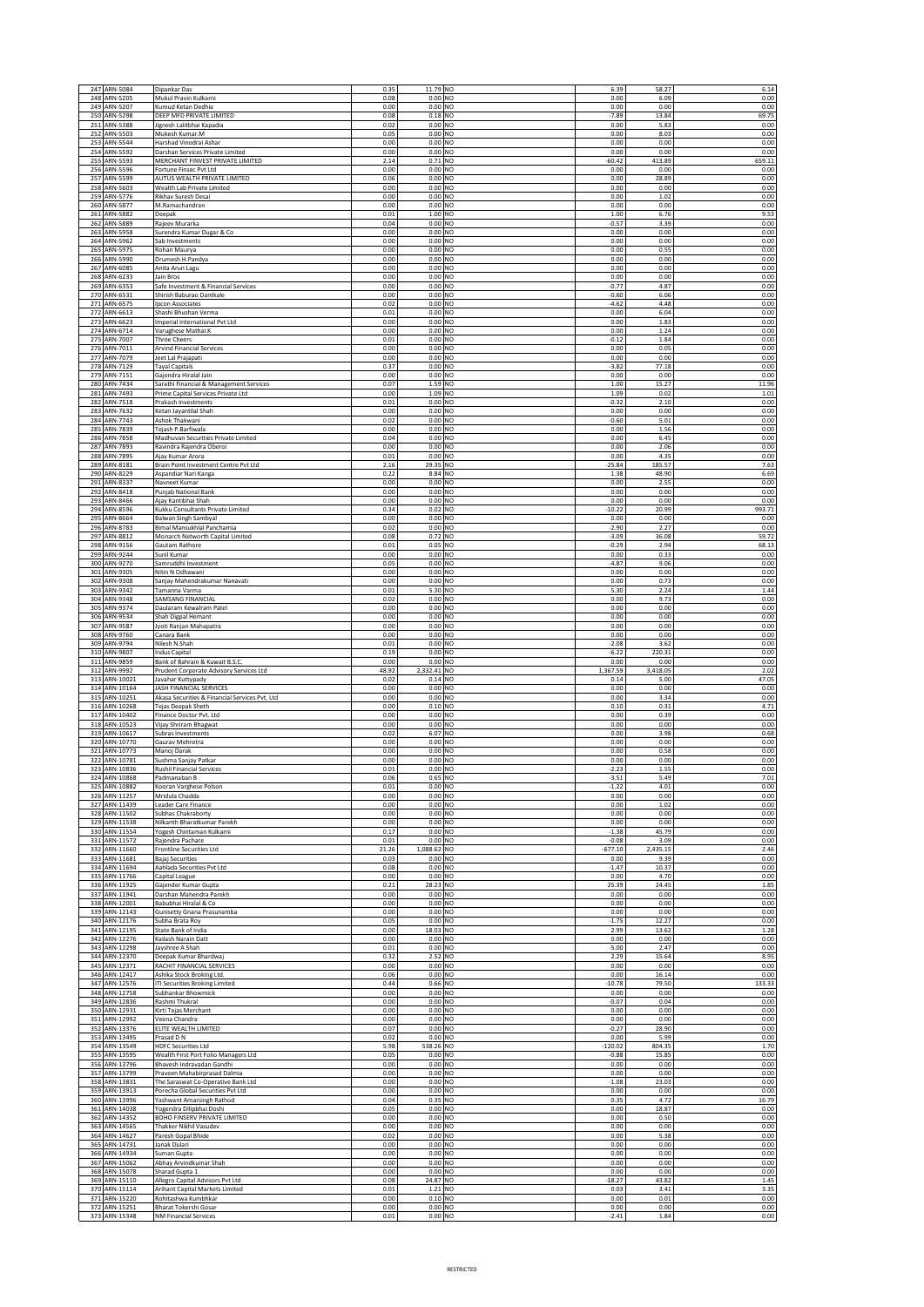| | | | | | | | | |
|---|---|---|---|---|---|---|---|---|
| 247 | ARN-5084 | Dipankar Das | 0.35 | 11.79 | NO | 6.39 | 58.27 | 6.14 |
| 248 | ARN-5205 | Mukul Pravin Kulkarni | 0.08 | 0.00 | NO | 0.00 | 6.09 | 0.00 |
| 249 | ARN-5207 | Kumud Ketan Dedhia | 0.00 | 0.00 | NO | 0.00 | 0.00 | 0.00 |
| 250 | ARN-5298 | DEEP MFD PRIVATE LIMITED | 0.08 | 0.18 | NO | -7.89 | 13.84 | 69.75 |
| 251 | ARN-5388 | Jignesh Lalitbhai Kapadia | 0.02 | 0.00 | NO | 0.00 | 5.83 | 0.00 |
| 252 | ARN-5503 | Mukesh Kumar.M | 0.05 | 0.00 | NO | 0.00 | 8.03 | 0.00 |
| 253 | ARN-5544 | Harshad Vinodrai Ashar | 0.00 | 0.00 | NO | 0.00 | 0.00 | 0.00 |
| 254 | ARN-5592 | Darshan Services Private Limited | 0.00 | 0.00 | NO | 0.00 | 0.00 | 0.00 |
| 255 | ARN-5593 | MERCHANT FINVEST PRIVATE LIMITED | 2.14 | 0.71 | NO | -60.42 | 413.89 | 659.11 |
| 256 | ARN-5596 | Fortune Finsec Pvt Ltd | 0.00 | 0.00 | NO | 0.00 | 0.00 | 0.00 |
| 257 | ARN-5599 | AUTUS WEALTH PRIVATE LIMITED | 0.06 | 0.00 | NO | 0.00 | 28.89 | 0.00 |
| 258 | ARN-5603 | Wealth Lab Private Limited | 0.00 | 0.00 | NO | 0.00 | 0.00 | 0.00 |
| 259 | ARN-5776 | Rikhav Suresh Desai | 0.00 | 0.00 | NO | 0.00 | 1.02 | 0.00 |
| 260 | ARN-5877 | M.Ramachandran | 0.00 | 0.00 | NO | 0.00 | 0.00 | 0.00 |
| 261 | ARN-5882 | Deepak | 0.01 | 1.00 | NO | 1.00 | 6.76 | 9.53 |
| 262 | ARN-5889 | Rajeev Murarka | 0.04 | 0.00 | NO | -0.57 | 3.39 | 0.00 |
| 263 | ARN-5958 | Surendra Kumar Dugar & Co | 0.00 | 0.00 | NO | 0.00 | 0.00 | 0.00 |
| 264 | ARN-5962 | Sab Investments | 0.00 | 0.00 | NO | 0.00 | 0.00 | 0.00 |
| 265 | ARN-5975 | Rohan Maurya | 0.00 | 0.00 | NO | 0.00 | 0.55 | 0.00 |
| 266 | ARN-5990 | Drumesh H.Pandya | 0.00 | 0.00 | NO | 0.00 | 0.00 | 0.00 |
| 267 | ARN-6085 | Anita Arun Lagu | 0.00 | 0.00 | NO | 0.00 | 0.00 | 0.00 |
| 268 | ARN-6233 | Jain Bros | 0.00 | 0.00 | NO | 0.00 | 0.00 | 0.00 |
| 269 | ARN-6353 | Safe Investment & Financial Services | 0.00 | 0.00 | NO | -0.77 | 4.87 | 0.00 |
| 270 | ARN-6531 | Shirish Baburao Dantkale | 0.00 | 0.00 | NO | -0.60 | 6.06 | 0.00 |
| 271 | ARN-6575 | Ipcon Associates | 0.02 | 0.00 | NO | -4.62 | 4.48 | 0.00 |
| 272 | ARN-6613 | Shashi Bhushan Verma | 0.01 | 0.00 | NO | 0.00 | 6.04 | 0.00 |
| 273 | ARN-6623 | Imperial International Pvt Ltd | 0.00 | 0.00 | NO | 0.00 | 1.83 | 0.00 |
| 274 | ARN-6714 | Varughese Mathai.K | 0.00 | 0.00 | NO | 0.00 | 1.24 | 0.00 |
| 275 | ARN-7007 | Three Cheers | 0.01 | 0.00 | NO | -0.12 | 1.84 | 0.00 |
| 276 | ARN-7011 | Arvind Financial Services | 0.00 | 0.00 | NO | 0.00 | 0.05 | 0.00 |
| 277 | ARN-7079 | Jeet Lal Prajapati | 0.00 | 0.00 | NO | 0.00 | 0.00 | 0.00 |
| 278 | ARN-7129 | Tayal Capitals | 0.37 | 0.00 | NO | -3.82 | 77.18 | 0.00 |
| 279 | ARN-7151 | Gajendra Hiralal Jain | 0.00 | 0.00 | NO | 0.00 | 0.00 | 0.00 |
| 280 | ARN-7434 | Sarathi Financial & Management Services | 0.07 | 1.59 | NO | 1.00 | 15.27 | 11.96 |
| 281 | ARN-7493 | Prime Capital Services Private Ltd | 0.00 | 1.09 | NO | 1.09 | 0.02 | 1.01 |
| 282 | ARN-7518 | Prakash Investments | 0.01 | 0.00 | NO | -0.32 | 2.10 | 0.00 |
| 283 | ARN-7632 | Ketan Jayantilal Shah | 0.00 | 0.00 | NO | 0.00 | 0.00 | 0.00 |
| 284 | ARN-7743 | Ashok Thakwani | 0.02 | 0.00 | NO | -0.60 | 5.01 | 0.00 |
| 285 | ARN-7839 | Tejash P.Barfiwala | 0.00 | 0.00 | NO | 0.00 | 1.56 | 0.00 |
| 286 | ARN-7858 | Madhuvan Securities Private Limited | 0.04 | 0.00 | NO | 0.00 | 6.45 | 0.00 |
| 287 | ARN-7893 | Ravindra Rajendra Oberoi | 0.00 | 0.00 | NO | 0.00 | 2.06 | 0.00 |
| 288 | ARN-7895 | Ajay Kumar Arora | 0.01 | 0.00 | NO | 0.00 | 4.35 | 0.00 |
| 289 | ARN-8181 | Brain Point Investment Centre Pvt Ltd | 2.16 | 29.35 | NO | -25.84 | 185.57 | 7.63 |
| 290 | ARN-8229 | Aspandiar Nari Kanga | 0.22 | 8.84 | NO | 1.38 | 48.90 | 6.69 |
| 291 | ARN-8337 | Navneet Kumar | 0.00 | 0.00 | NO | 0.00 | 2.55 | 0.00 |
| 292 | ARN-8418 | Punjab National Bank | 0.00 | 0.00 | NO | 0.00 | 0.00 | 0.00 |
| 293 | ARN-8466 | Ajay Kantibhai Shah | 0.00 | 0.00 | NO | 0.00 | 0.00 | 0.00 |
| 294 | ARN-8596 | Kukku Consultants Private Limited | 0.34 | 0.02 | NO | -10.22 | 20.99 | 993.71 |
| 295 | ARN-8664 | Balwan Singh Sambyal | 0.00 | 0.00 | NO | 0.00 | 0.00 | 0.00 |
| 296 | ARN-8783 | Bimal Mansukhlal Panchamia | 0.02 | 0.00 | NO | -2.90 | 2.27 | 0.00 |
| 297 | ARN-8812 | Monarch Networth Capital Limited | 0.08 | 0.72 | NO | -3.09 | 36.08 | 59.72 |
| 298 | ARN-9156 | Gautam Rathore | 0.01 | 0.05 | NO | -0.29 | 2.94 | 68.13 |
| 299 | ARN-9244 | Sunil Kumar | 0.00 | 0.00 | NO | 0.00 | 0.33 | 0.00 |
| 300 | ARN-9270 | Samruddhi Investment | 0.05 | 0.00 | NO | -4.87 | 9.06 | 0.00 |
| 301 | ARN-9305 | Nitin N Odhawani | 0.00 | 0.00 | NO | 0.00 | 0.00 | 0.00 |
| 302 | ARN-9308 | Sanjay Mahendrakumar Nanavati | 0.00 | 0.00 | NO | 0.00 | 0.73 | 0.00 |
| 303 | ARN-9342 | Tamanna Varma | 0.01 | 5.30 | NO | 5.30 | 2.24 | 1.44 |
| 304 | ARN-9348 | SAMSANG FINANCIAL | 0.02 | 0.00 | NO | 0.00 | 9.73 | 0.00 |
| 305 | ARN-9374 | Daularam Kewalram Patel | 0.00 | 0.00 | NO | 0.00 | 0.00 | 0.00 |
| 306 | ARN-9534 | Shah Digpal Hemant | 0.00 | 0.00 | NO | 0.00 | 0.00 | 0.00 |
| 307 | ARN-9587 | Jyoti Ranjan Mahapatra | 0.00 | 0.00 | NO | 0.00 | 0.00 | 0.00 |
| 308 | ARN-9760 | Canara Bank | 0.00 | 0.00 | NO | 0.00 | 0.00 | 0.00 |
| 309 | ARN-9794 | Nilesh N.Shah | 0.01 | 0.00 | NO | -2.08 | 3.62 | 0.00 |
| 310 | ARN-9807 | Indus Capital | 0.19 | 0.00 | NO | -6.22 | 220.31 | 0.00 |
| 311 | ARN-9859 | Bank of Bahrain & Kuwait B.S.C. | 0.00 | 0.00 | NO | 0.00 | 0.00 | 0.00 |
| 312 | ARN-9992 | Prudent Corporate Advisory Services Ltd | 48.92 | 2,332.41 | NO | 1,367.59 | 3,418.05 | 2.02 |
| 313 | ARN-10021 | Javahar Kuttypady | 0.02 | 0.14 | NO | 0.14 | 5.00 | 47.05 |
| 314 | ARN-10164 | JASH FINANCIAL SERVICES | 0.00 | 0.00 | NO | 0.00 | 0.00 | 0.00 |
| 315 | ARN-10251 | Akasa Securities & Financial Services Pvt. Ltd | 0.00 | 0.00 | NO | 0.00 | 3.34 | 0.00 |
| 316 | ARN-10268 | Tejas Deepak Sheth | 0.00 | 0.10 | NO | 0.10 | 0.31 | 4.71 |
| 317 | ARN-10402 | Finance Doctor Pvt. Ltd | 0.00 | 0.00 | NO | 0.00 | 0.39 | 0.00 |
| 318 | ARN-10523 | Vijay Shriram Bhagwat | 0.00 | 0.00 | NO | 0.00 | 0.00 | 0.00 |
| 319 | ARN-10617 | Subras Investments | 0.02 | 6.07 | NO | 0.00 | 3.98 | 0.68 |
| 320 | ARN-10770 | Gaurav Mehrotra | 0.00 | 0.00 | NO | 0.00 | 0.00 | 0.00 |
| 321 | ARN-10773 | Manoj Darak | 0.00 | 0.00 | NO | 0.00 | 0.58 | 0.00 |
| 322 | ARN-10781 | Sushma Sanjay Patkar | 0.00 | 0.00 | NO | 0.00 | 0.00 | 0.00 |
| 323 | ARN-10836 | Rushil Financial Services | 0.01 | 0.00 | NO | -2.23 | 1.55 | 0.00 |
| 324 | ARN-10868 | Padmanaban B | 0.06 | 0.65 | NO | -3.51 | 5.49 | 7.01 |
| 325 | ARN-10882 | Kooran Varghese Polson | 0.01 | 0.00 | NO | -1.22 | 4.01 | 0.00 |
| 326 | ARN-11257 | Mridula Chadda | 0.00 | 0.00 | NO | 0.00 | 0.00 | 0.00 |
| 327 | ARN-11439 | Leader Care Finance | 0.00 | 0.00 | NO | 0.00 | 1.02 | 0.00 |
| 328 | ARN-11502 | Subhas Chakraborty | 0.00 | 0.00 | NO | 0.00 | 0.00 | 0.00 |
| 329 | ARN-11538 | Nilkanth Bharatkumar Parekh | 0.00 | 0.00 | NO | 0.00 | 0.00 | 0.00 |
| 330 | ARN-11554 | Yogesh Chintaman Kulkarni | 0.17 | 0.00 | NO | -1.38 | 45.79 | 0.00 |
| 331 | ARN-11572 | Rajendra Pachare | 0.01 | 0.00 | NO | -0.08 | 3.09 | 0.00 |
| 332 | ARN-11660 | Frontline Securities Ltd | 21.26 | 1,088.62 | NO | -677.10 | 2,435.15 | 2.46 |
| 333 | ARN-11681 | Bajaj Securities | 0.03 | 0.00 | NO | 0.00 | 9.39 | 0.00 |
| 334 | ARN-11694 | Aahlada Securities Pvt Ltd | 0.08 | 0.00 | NO | -1.47 | 10.37 | 0.00 |
| 335 | ARN-11766 | Capital League | 0.00 | 0.00 | NO | 0.00 | 4.70 | 0.00 |
| 336 | ARN-11925 | Gajender Kumar Gupta | 0.21 | 28.23 | NO | 25.39 | 24.45 | 1.85 |
| 337 | ARN-11941 | Darshan Mahendra Parekh | 0.00 | 0.00 | NO | 0.00 | 0.00 | 0.00 |
| 338 | ARN-12001 | Babubhai Hiralal & Co | 0.00 | 0.00 | NO | 0.00 | 0.00 | 0.00 |
| 339 | ARN-12143 | Gunisetty Gnana Prasunamba | 0.00 | 0.00 | NO | 0.00 | 0.00 | 0.00 |
| 340 | ARN-12176 | Subha Brata Roy | 0.05 | 0.00 | NO | -1.75 | 12.27 | 0.00 |
| 341 | ARN-12195 | State Bank of India | 0.00 | 18.03 | NO | 2.99 | 13.62 | 1.28 |
| 342 | ARN-12276 | Kailash Narain Datt | 0.00 | 0.00 | NO | 0.00 | 0.00 | 0.00 |
| 343 | ARN-12298 | Jayshree A Shah | 0.01 | 0.00 | NO | -5.00 | 2.47 | 0.00 |
| 344 | ARN-12370 | Deepak Kumar Bhardwaj | 0.32 | 2.52 | NO | 2.29 | 15.64 | 8.95 |
| 345 | ARN-12371 | RACHIT FINANCIAL SERVICES | 0.00 | 0.00 | NO | 0.00 | 0.00 | 0.00 |
| 346 | ARN-12417 | Ashika Stock Broking Ltd. | 0.06 | 0.00 | NO | 0.00 | 16.14 | 0.00 |
| 347 | ARN-12576 | ITI Securities Broking Limited | 0.44 | 0.66 | NO | -10.78 | 79.50 | 133.33 |
| 348 | ARN-12758 | Subhankar Bhowmick | 0.00 | 0.00 | NO | 0.00 | 0.00 | 0.00 |
| 349 | ARN-12836 | Rashmi Thukral | 0.00 | 0.00 | NO | -0.07 | 0.04 | 0.00 |
| 350 | ARN-12931 | Kirti Tejas Merchant | 0.00 | 0.00 | NO | 0.00 | 0.00 | 0.00 |
| 351 | ARN-12992 | Veena Chandra | 0.00 | 0.00 | NO | 0.00 | 0.00 | 0.00 |
| 352 | ARN-13376 | ELITE WEALTH LIMITED | 0.07 | 0.00 | NO | -0.27 | 28.90 | 0.00 |
| 353 | ARN-13495 | Prasad D N | 0.02 | 0.00 | NO | 0.00 | 5.99 | 0.00 |
| 354 | ARN-13549 | HDFC Securities Ltd | 5.98 | 538.26 | NO | -120.02 | 804.35 | 1.70 |
| 355 | ARN-13595 | Wealth First Port Folio Managers Ltd | 0.05 | 0.00 | NO | -0.88 | 15.85 | 0.00 |
| 356 | ARN-13796 | Bhavesh Indravadan Gandhi | 0.00 | 0.00 | NO | 0.00 | 0.00 | 0.00 |
| 357 | ARN-13799 | Praveen Mahabirprasad Dalmia | 0.00 | 0.00 | NO | 0.00 | 0.00 | 0.00 |
| 358 | ARN-13831 | The Saraswat Co-Operative Bank Ltd | 0.00 | 0.00 | NO | -1.08 | 23.03 | 0.00 |
| 359 | ARN-13913 | Porecha Global Securities Pvt Ltd | 0.00 | 0.00 | NO | 0.00 | 0.00 | 0.00 |
| 360 | ARN-13996 | Yashwant Amarsingh Rathod | 0.04 | 0.35 | NO | 0.35 | 4.72 | 16.79 |
| 361 | ARN-14038 | Yogendra Dilipbhai Doshi | 0.05 | 0.00 | NO | 0.00 | 18.87 | 0.00 |
| 362 | ARN-14352 | BOHO FINSERV PRIVATE LIMITED | 0.00 | 0.00 | NO | 0.00 | 0.50 | 0.00 |
| 363 | ARN-14565 | Thakker Nikhil Vasudev | 0.00 | 0.00 | NO | 0.00 | 0.00 | 0.00 |
| 364 | ARN-14627 | Paresh Gopal Bhide | 0.02 | 0.00 | NO | 0.00 | 5.38 | 0.00 |
| 365 | ARN-14731 | Janak Dulari | 0.00 | 0.00 | NO | 0.00 | 0.00 | 0.00 |
| 366 | ARN-14934 | Suman Gupta | 0.00 | 0.00 | NO | 0.00 | 0.00 | 0.00 |
| 367 | ARN-15062 | Abhay Arvindkumar Shah | 0.00 | 0.00 | NO | 0.00 | 0.00 | 0.00 |
| 368 | ARN-15078 | Sharad Gupta 1 | 0.00 | 0.00 | NO | 0.00 | 0.00 | 0.00 |
| 369 | ARN-15110 | Allegro Capital Advisors Pvt Ltd | 0.08 | 24.87 | NO | -18.27 | 43.82 | 1.45 |
| 370 | ARN-15114 | Arihant Capital Markets Limited | 0.01 | 1.21 | NO | 0.03 | 3.41 | 3.35 |
| 371 | ARN-15220 | Rohitashwa Kumbhkar | 0.00 | 0.10 | NO | 0.00 | 0.01 | 0.00 |
| 372 | ARN-15251 | Bharat Tokershi Gosar | 0.00 | 0.00 | NO | 0.00 | 0.00 | 0.00 |
| 373 | ARN-15348 | NM Financial Services | 0.01 | 0.00 | NO | -2.41 | 1.84 | 0.00 |

RESTRICTED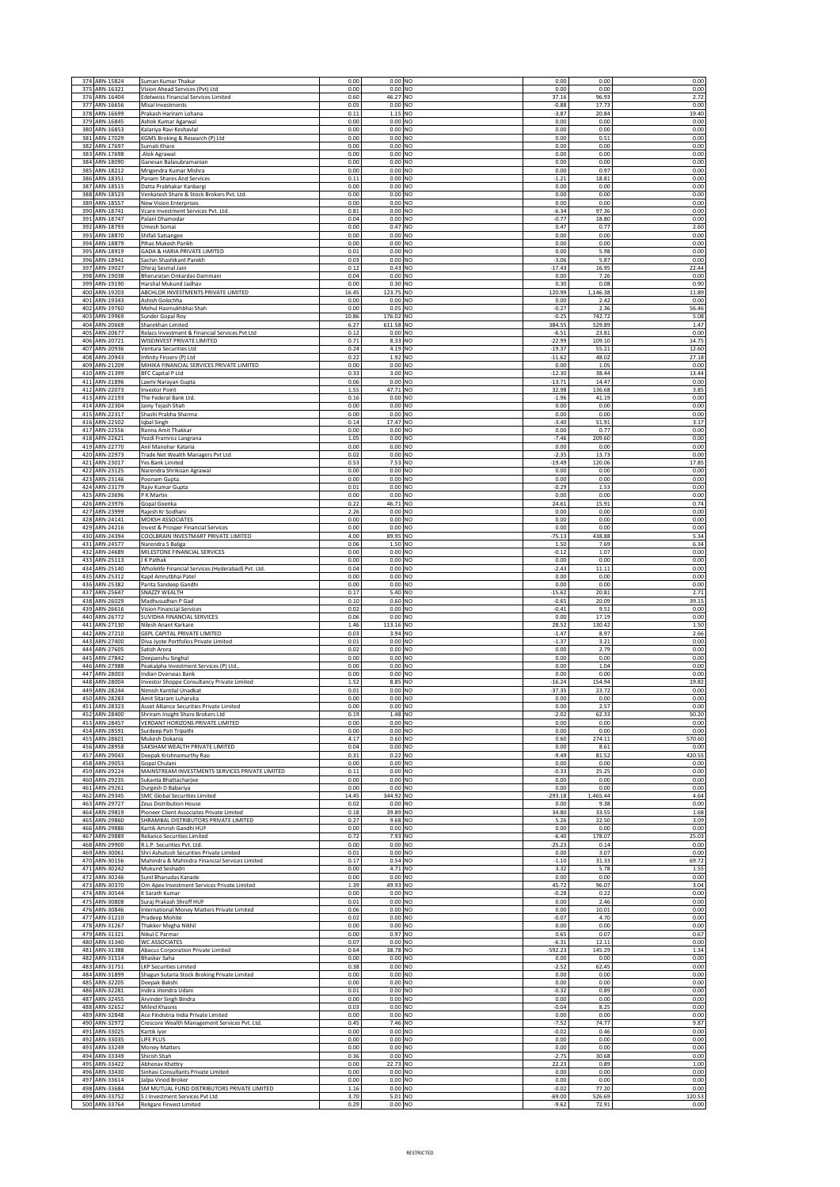| 374 | ARN-15824 | Suman Kumar Thakur | 0.00 | 0.00 | NO | 0.00 | 0.00 | 0.00 |
|---|---|---|---|---|---|---|---|---|
| 375 | ARN-16321 | Vision Ahead Services (Pvt) Ltd | 0.00 | 0.00 | NO | 0.00 | 0.00 | 0.00 |
| 376 | ARN-16404 | Edelweiss Financial Services Limited | 0.60 | 46.27 | NO | 37.16 | 96.93 | 2.72 |
| 377 | ARN-16656 | Misal Investments | 0.05 | 0.00 | NO | -0.88 | 17.73 | 0.00 |
| 378 | ARN-16699 | Prakash Hariram Lohana | 0.11 | 1.15 | NO | -3.87 | 20.84 | 19.40 |
| 379 | ARN-16845 | Ashok Kumar Agarwal | 0.00 | 0.00 | NO | 0.00 | 0.00 | 0.00 |
| 380 | ARN-16853 | Kalariya Ravi Keshavlal | 0.00 | 0.00 | NO | 0.00 | 0.00 | 0.00 |
| 381 | ARN-17029 | KGMS Broking & Research (P) Ltd | 0.00 | 0.00 | NO | 0.00 | 0.51 | 0.00 |
| 382 | ARN-17697 | Sumati Khare | 0.00 | 0.00 | NO | 0.00 | 0.00 | 0.00 |
| 383 | ARN-17698 | Alok Agrawal | 0.00 | 0.00 | NO | 0.00 | 0.00 | 0.00 |
| 384 | ARN-18090 | Ganesan Balasubramanian | 0.00 | 0.00 | NO | 0.00 | 0.00 | 0.00 |
| 385 | ARN-18212 | Mrigendra Kumar Mishra | 0.00 | 0.00 | NO | 0.00 | 0.97 | 0.00 |
| 386 | ARN-18351 | Panam Shares And Services | 0.11 | 0.00 | NO | -1.21 | 18.81 | 0.00 |
| 387 | ARN-18515 | Datta Prabhakar Kanbargi | 0.00 | 0.00 | NO | 0.00 | 0.00 | 0.00 |
| 388 | ARN-18523 | Venkatesh Share & Stock Brokers Pvt. Ltd. | 0.00 | 0.00 | NO | 0.00 | 0.00 | 0.00 |
| 389 | ARN-18557 | New Vision Enterprises | 0.00 | 0.00 | NO | 0.00 | 0.00 | 0.00 |
| 390 | ARN-18741 | Vcare Investment Services Pvt. Ltd. | 0.81 | 0.00 | NO | -6.34 | 97.36 | 0.00 |
| 391 | ARN-18747 | Palani Dhamodar | 0.04 | 0.00 | NO | -0.77 | 18.80 | 0.00 |
| 392 | ARN-18793 | Umesh Somai | 0.00 | 0.47 | NO | 0.47 | 0.77 | 2.60 |
| 393 | ARN-18870 | Shifali Satsangee | 0.00 | 0.00 | NO | 0.00 | 0.00 | 0.00 |
| 394 | ARN-18879 | Pihas Mukesh Parikh | 0.00 | 0.00 | NO | 0.00 | 0.00 | 0.00 |
| 395 | ARN-18919 | GADA & HARIA PRIVATE LIMITED | 0.01 | 0.00 | NO | 0.00 | 5.98 | 0.00 |
| 396 | ARN-18941 | Sachin Shashikant Parekh | 0.03 | 0.00 | NO | -3.06 | 5.87 | 0.00 |
| 397 | ARN-19027 | Dhiraj Sesmal Jain | 0.12 | 0.43 | NO | -17.43 | 16.95 | 22.44 |
| 398 | ARN-19038 | Bheruratan Onkardas Dammani | 0.04 | 0.00 | NO | 0.00 | 7.26 | 0.00 |
| 399 | ARN-19190 | Harshal Mukund Jadhav | 0.00 | 0.30 | NO | 0.30 | 0.08 | 0.90 |
| 400 | ARN-19203 | ABCHLOR INVESTMENTS PRIVATE LIMITED | 16.45 | 123.75 | NO | 120.99 | 1,146.38 | 11.89 |
| 401 | ARN-19343 | Ashish Golechha | 0.00 | 0.00 | NO | 0.00 | 2.42 | 0.00 |
| 402 | ARN-19760 | Mehul Hasmukhbhai Shah | 0.00 | 0.05 | NO | -0.27 | 2.36 | 56.46 |
| 403 | ARN-19969 | Sunder Gopal Roy | 10.86 | 176.02 | NO | -0.25 | 742.72 | 5.08 |
| 404 | ARN-20669 | Sharekhan Limited | 6.27 | 611.58 | NO | 384.55 | 529.89 | 1.47 |
| 405 | ARN-20677 | Relacs Investment & Financial Services Pvt Ltd | 0.12 | 0.00 | NO | -6.51 | 23.81 | 0.00 |
| 406 | ARN-20721 | WISEINVEST PRIVATE LIMITED | 0.71 | 8.33 | NO | -22.99 | 109.10 | 14.75 |
| 407 | ARN-20936 | Ventura Securities Ltd | 0.24 | 4.19 | NO | -19.37 | 55.21 | 12.60 |
| 408 | ARN-20943 | Infinity Finserv (P) Ltd | 0.22 | 1.92 | NO | -11.62 | 48.02 | 27.18 |
| 409 | ARN-21209 | MIHIKA FINANCIAL SERVICES PRIVATE LIMITED | 0.00 | 0.00 | NO | 0.00 | 1.05 | 0.00 |
| 410 | ARN-21399 | BFC Capital P Ltd | 0.33 | 3.00 | NO | -12.30 | 38.44 | 13.44 |
| 411 | ARN-21896 | Laxmi Narayan Gupta | 0.06 | 0.00 | NO | -13.71 | 14.47 | 0.00 |
| 412 | ARN-22073 | Investor Point | 1.55 | 47.71 | NO | 32.98 | 136.68 | 3.85 |
| 413 | ARN-22193 | The Federal Bank Ltd. | 0.16 | 0.00 | NO | -1.96 | 41.19 | 0.00 |
| 414 | ARN-22304 | Jainy Tejash Shah | 0.00 | 0.00 | NO | 0.00 | 0.00 | 0.00 |
| 415 | ARN-22317 | Shashi Prabha Sharma | 0.00 | 0.00 | NO | 0.00 | 0.00 | 0.00 |
| 416 | ARN-22502 | Iqbal Singh | 0.14 | 17.47 | NO | -3.40 | 51.91 | 3.17 |
| 417 | ARN-22556 | Ranna Amit Thakkar | 0.00 | 0.00 | NO | 0.00 | 0.77 | 0.00 |
| 418 | ARN-22621 | Yezdi Framroz Langrana | 1.05 | 0.00 | NO | -7.46 | 209.60 | 0.00 |
| 419 | ARN-22770 | Anil Manohar Kataria | 0.00 | 0.00 | NO | 0.00 | 0.00 | 0.00 |
| 420 | ARN-22973 | Trade Net Wealth Managers Pvt Ltd | 0.02 | 0.00 | NO | -2.35 | 13.73 | 0.00 |
| 421 | ARN-23017 | Yes Bank Limited | 0.53 | 7.53 | NO | -19.49 | 120.06 | 17.85 |
| 422 | ARN-23125 | Narendra Shrikisan Agrawal | 0.00 | 0.00 | NO | 0.00 | 0.00 | 0.00 |
| 423 | ARN-23146 | Poonam Gupta. | 0.00 | 0.00 | NO | 0.00 | 0.00 | 0.00 |
| 424 | ARN-23179 | Rajiv Kumar Gupta | 0.01 | 0.00 | NO | -0.29 | 1.53 | 0.00 |
| 425 | ARN-23696 | P K Martin | 0.00 | 0.00 | NO | 0.00 | 0.00 | 0.00 |
| 426 | ARN-23976 | Gopal Goenka | 0.22 | 46.71 | NO | 24.61 | 15.91 | 0.74 |
| 427 | ARN-23999 | Rajesh Kr Sodhani | 2.26 | 0.00 | NO | 0.00 | 0.00 | 0.00 |
| 428 | ARN-24141 | MOKSH ASSOCIATES | 0.00 | 0.00 | NO | 0.00 | 0.00 | 0.00 |
| 429 | ARN-24216 | Invest & Prosper Financial Services | 0.00 | 0.00 | NO | 0.00 | 0.00 | 0.00 |
| 430 | ARN-24394 | COOLBRAIN INVESTMART PRIVATE LIMITED | 4.00 | 89.95 | NO | -75.13 | 438.88 | 5.34 |
| 431 | ARN-24577 | Narendra S Baliga | 0.06 | 1.50 | NO | 1.50 | 7.69 | 6.34 |
| 432 | ARN-24689 | MILESTONE FINANCIAL SERVICES | 0.00 | 0.00 | NO | -0.12 | 1.07 | 0.00 |
| 433 | ARN-25113 | J K Pathak | 0.00 | 0.00 | NO | 0.00 | 0.00 | 0.00 |
| 434 | ARN-25140 | Wholelife Financial Services (Hyderabad) Pvt. Ltd. | 0.04 | 0.00 | NO | -2.43 | 11.11 | 0.00 |
| 435 | ARN-25312 | Kapil Amrutbhai Patel | 0.00 | 0.00 | NO | 0.00 | 0.00 | 0.00 |
| 436 | ARN-25382 | Parita Sandeep Gandhi | 0.00 | 0.00 | NO | 0.00 | 0.00 | 0.00 |
| 437 | ARN-25647 | SNAZZY WEALTH | 0.17 | 5.40 | NO | -15.62 | 20.81 | 2.71 |
| 438 | ARN-26029 | Madhusudhan P Gad | 0.10 | 0.60 | NO | -0.65 | 20.09 | 39.15 |
| 439 | ARN-26616 | Vision Financial Services | 0.02 | 0.00 | NO | -0.41 | 9.51 | 0.00 |
| 440 | ARN-26772 | SUVIDHA FINANCIAL SERVICES | 0.06 | 0.00 | NO | 0.00 | 17.19 | 0.00 |
| 441 | ARN-27130 | Nilesh Anant Karkare | 1.46 | 113.16 | NO | 28.52 | 130.42 | 1.50 |
| 442 | ARN-27210 | GEPL CAPITAL PRIVATE LIMITED | 0.03 | 3.94 | NO | -1.47 | 8.97 | 2.66 |
| 443 | ARN-27400 | Diva Jyote Portfolios Private Limited | 0.01 | 0.00 | NO | -1.37 | 3.21 | 0.00 |
| 444 | ARN-27605 | Satish Arora | 0.02 | 0.00 | NO | 0.00 | 2.79 | 0.00 |
| 445 | ARN-27842 | Deepanshu Singhal | 0.00 | 0.00 | NO | 0.00 | 0.00 | 0.00 |
| 446 | ARN-27988 | Peakalpha Investment Services (P) Ltd., | 0.00 | 0.00 | NO | 0.00 | 1.04 | 0.00 |
| 447 | ARN-28003 | Indian Overseas Bank | 0.00 | 0.00 | NO | 0.00 | 0.00 | 0.00 |
| 448 | ARN-28004 | Investor Shoppe Consultancy Private Limited | 1.52 | 8.85 | NO | -16.24 | 154.94 | 19.82 |
| 449 | ARN-28244 | Nimish Kantilal Unadkat | 0.01 | 0.00 | NO | -37.35 | 23.72 | 0.00 |
| 450 | ARN-28283 | Amit Sitaram Luharuka | 0.00 | 0.00 | NO | 0.00 | 0.00 | 0.00 |
| 451 | ARN-28323 | Asset Alliance Securities Private Limited | 0.00 | 0.00 | NO | 0.00 | 2.57 | 0.00 |
| 452 | ARN-28400 | Shriram Insight Share Brokers Ltd | 0.19 | 1.48 | NO | -2.02 | 62.33 | 50.20 |
| 453 | ARN-28457 | VERDANT HORIZONS PRIVATE LIMITED | 0.00 | 0.00 | NO | 0.00 | 0.00 | 0.00 |
| 454 | ARN-28591 | Surdeep Pati Tripathi | 0.00 | 0.00 | NO | 0.00 | 0.00 | 0.00 |
| 455 | ARN-28601 | Mukesh Dokania | 4.17 | 0.60 | NO | 0.60 | 274.11 | 570.60 |
| 456 | ARN-28958 | SAKSHAM WEALTH PRIVATE LIMITED | 0.04 | 0.00 | NO | 0.00 | 8.61 | 0.00 |
| 457 | ARN-29043 | Deepak Krishnamurthy Rao | 0.31 | 0.22 | NO | -9.49 | 81.52 | 420.55 |
| 458 | ARN-29053 | Gopal Chulani | 0.00 | 0.00 | NO | 0.00 | 0.00 | 0.00 |
| 459 | ARN-29224 | MAINSTREAM INVESTMENTS SERVICES PRIVATE LIMITED | 0.11 | 0.00 | NO | -0.33 | 25.25 | 0.00 |
| 460 | ARN-29235 | Sukanta Bhattacharjee | 0.00 | 0.00 | NO | 0.00 | 0.00 | 0.00 |
| 461 | ARN-29261 | Durgesh D Babariya | 0.00 | 0.00 | NO | 0.00 | 0.00 | 0.00 |
| 462 | ARN-29345 | SMC Global Securities Limited | 14.45 | 344.92 | NO | -293.18 | 1,465.44 | 4.64 |
| 463 | ARN-29727 | Zeus Distribution House | 0.02 | 0.00 | NO | 0.00 | 9.38 | 0.00 |
| 464 | ARN-29819 | Pioneer Client Associates Private Limited | 0.18 | 39.89 | NO | 34.80 | 33.55 | 1.68 |
| 465 | ARN-29860 | SHRAMBAL DISTRIBUTORS PRIVATE LIMITED | 0.27 | 9.68 | NO | 5.26 | 22.50 | 3.09 |
| 466 | ARN-29886 | Kartik Amrish Gandhi HUF | 0.00 | 0.00 | NO | 0.00 | 0.00 | 0.00 |
| 467 | ARN-29889 | Reliance Securities Limited | 0.72 | 7.93 | NO | 6.40 | 178.07 | 25.03 |
| 468 | ARN-29900 | R.L.P. Securities Pvt. Ltd. | 0.00 | 0.00 | NO | -25.23 | 0.14 | 0.00 |
| 469 | ARN-30061 | Shri Ashutosh Securities Private Limited | 0.01 | 0.00 | NO | 0.00 | 3.07 | 0.00 |
| 470 | ARN-30156 | Mahindra & Mahindra Financial Services Limited | 0.17 | 0.54 | NO | -1.10 | 31.33 | 69.72 |
| 471 | ARN-30242 | Mukund Seshadri | 0.00 | 4.71 | NO | 3.32 | 5.78 | 1.55 |
| 472 | ARN-30246 | Sunil Bhanudas Kanade | 0.00 | 0.00 | NO | 0.00 | 0.00 | 0.00 |
| 473 | ARN-30370 | Om Apex Investment Services Private Limited | 1.39 | 49.93 | NO | 45.72 | 96.07 | 3.04 |
| 474 | ARN-30544 | K Sarath Kumar | 0.00 | 0.00 | NO | -0.28 | 0.22 | 0.00 |
| 475 | ARN-30808 | Suraj Prakash Shroff HUF | 0.01 | 0.00 | NO | 0.00 | 2.46 | 0.00 |
| 476 | ARN-30846 | International Money Matters Private Limited | 0.06 | 0.00 | NO | 0.00 | 10.01 | 0.00 |
| 477 | ARN-31210 | Pradeep Mohite | 0.02 | 0.00 | NO | -0.07 | 4.70 | 0.00 |
| 478 | ARN-31267 | Thakker Megha Nikhil | 0.00 | 0.00 | NO | 0.00 | 0.00 | 0.00 |
| 479 | ARN-31321 | Nikul C Parmar | 0.00 | 0.97 | NO | 0.65 | 0.07 | 0.67 |
| 480 | ARN-31340 | WC ASSOCIATES | 0.07 | 0.00 | NO | -6.31 | 12.11 | 0.00 |
| 481 | ARN-31388 | Abacus Corporation Private Limited | 0.64 | 38.78 | NO | -592.23 | 145.29 | 1.34 |
| 482 | ARN-31514 | Bhaskar Saha | 0.00 | 0.00 | NO | 0.00 | 0.00 | 0.00 |
| 483 | ARN-31751 | LKP Securities Limited | 0.38 | 0.00 | NO | -2.52 | 62.45 | 0.00 |
| 484 | ARN-31899 | Shagun Sutaria Stock Broking Private Limited | 0.00 | 0.00 | NO | 0.00 | 0.00 | 0.00 |
| 485 | ARN-32205 | Deepak Bakshi | 0.00 | 0.00 | NO | 0.00 | 0.00 | 0.00 |
| 486 | ARN-32281 | Indira Jitendra Udani | 0.01 | 0.00 | NO | -0.32 | 0.89 | 0.00 |
| 487 | ARN-32455 | Arvinder Singh Bindra | 0.00 | 0.00 | NO | 0.00 | 0.00 | 0.00 |
| 488 | ARN-32652 | Milind Khasnis | 0.03 | 0.00 | NO | -0.04 | 8.25 | 0.00 |
| 489 | ARN-32848 | Ace Findistria India Private Limited | 0.00 | 0.00 | NO | 0.00 | 0.00 | 0.00 |
| 490 | ARN-32972 | Crescore Wealth Management Services Pvt. Ltd. | 0.45 | 7.46 | NO | -7.52 | 74.77 | 9.87 |
| 491 | ARN-33025 | Kartik Iyer | 0.00 | 0.00 | NO | -0.02 | 0.46 | 0.00 |
| 492 | ARN-33035 | LIFE PLUS | 0.00 | 0.00 | NO | 0.00 | 0.00 | 0.00 |
| 493 | ARN-33249 | Money Matters | 0.00 | 0.00 | NO | 0.00 | 0.00 | 0.00 |
| 494 | ARN-33349 | Shirish Shah | 0.36 | 0.00 | NO | -2.75 | 30.68 | 0.00 |
| 495 | ARN-33422 | Abhenav Khettry | 0.00 | 22.73 | NO | 22.23 | 0.89 | 1.00 |
| 496 | ARN-33430 | Sinhasi Consultants Private Limited | 0.00 | 0.00 | NO | 0.00 | 0.00 | 0.00 |
| 497 | ARN-33614 | Jalpa Vinod Broker | 0.00 | 0.00 | NO | 0.00 | 0.00 | 0.00 |
| 498 | ARN-33684 | SM MUTUAL FUND DISTRIBUTORS PRIVATE LIMITED | 1.16 | 0.00 | NO | -0.02 | 77.20 | 0.00 |
| 499 | ARN-33752 | S J Investment Services Pvt Ltd | 3.70 | 5.01 | NO | -69.00 | 526.69 | 120.53 |
| 500 | ARN-33764 | Religare Finvest Limited | 0.29 | 0.00 | NO | -9.62 | 72.91 | 0.00 |

RESTRICTED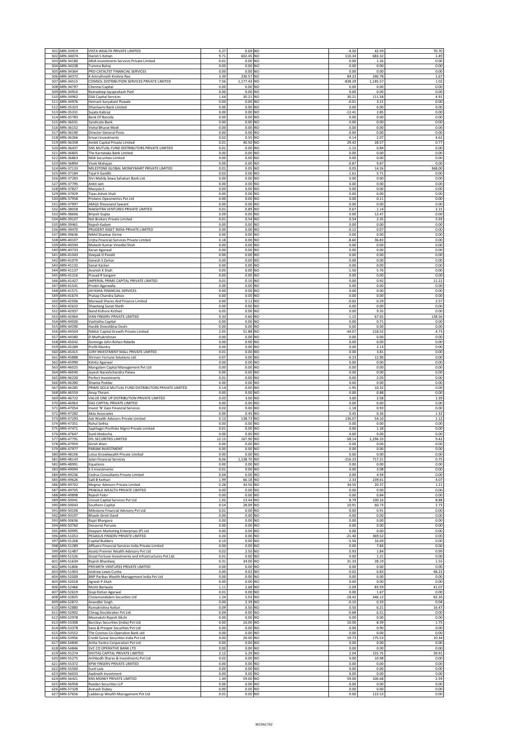| 501 | ARN-33919 | VISTA WEALTH PRIVATE LIMITED | 0.27 | 0.69 | NO | -4.50 | 42.59 | 70.70 |
|---|---|---|---|---|---|---|---|---|
| 502 | ARN-34074 | Harish S Kotian | 9.71 | 602.45 | NO | 110.34 | 683.32 | 1.49 |
| 503 | ARN-34180 | ARJA Investments Services Private Limited | 0.01 | 0.00 | NO | 0.00 | 1.26 | 0.00 |
| 504 | ARN-34238 | Tumma Balraj | 0.00 | 0.00 | NO | 0.00 | 0.00 | 0.00 |
| 505 | ARN-34364 | PRO-CATALYST FINANCIAL SERVICES | 0.00 | 0.00 | NO | 0.00 | 0.00 | 0.00 |
| 506 | ARN-34372 | K Amruthnath Krishna Rao | 3.39 | 230.57 | NO | 84.23 | 240.78 | 1.67 |
| 507 | ARN-34515 | COMSOL DISTRIBUTION SERVICES PRIVATE LIMITED | 7.56 | 1,177.43 | NO | -838.29 | 1,185.57 | 1.02 |
| 508 | ARN-34797 | Chennai Capital | 0.00 | 0.00 | NO | 0.00 | 0.00 | 0.00 |
| 509 | ARN-34910 | Ratnadeep Jayaprakash Patil | 0.00 | 0.00 | NO | 0.00 | 0.00 | 0.00 |
| 510 | ARN-34962 | DSA Capital Services | 1.64 | 30.21 | NO | 30.21 | 111.58 | 4.91 |
| 511 | ARN-34976 | Hemant Suryakant Powale | 0.00 | 0.00 | NO | -0.01 | 3.21 | 0.00 |
| 512 | ARN-35323 | Dhanlaxmi Bank Limited | 0.00 | 0.00 | NO | 0.00 | 0.00 | 0.00 |
| 513 | ARN-35331 | Sujata Kabraji | 0.00 | 0.00 | NO | -12.41 | 2.85 | 0.00 |
| 514 | ARN-35783 | Bank Of Baroda | 0.00 | 0.00 | NO | 0.00 | 0.00 | 0.00 |
| 515 | ARN-36031 | Syndicate Bank | 0.00 | 0.00 | NO | 0.00 | 0.00 | 0.00 |
| 516 | ARN-36152 | Vishal Bharat Modi | 0.00 | 0.00 | NO | 0.00 | 0.00 | 0.00 |
| 517 | ARN-36190 | Director General Posts | 0.00 | 0.00 | NO | 0.00 | 0.00 | 0.00 |
| 518 | ARN-36266 | Srivari Investments | 0.02 | 0.55 | NO | 0.14 | 2.07 | 4.62 |
| 519 | ARN-36358 | Ambit Capital Private Limited | 0.01 | 40.50 | NO | 29.42 | 28.57 | 0.77 |
| 520 | ARN-36437 | SNS MUTUAL FUND DISTRIBUTORS PRIVATE LIMITED | 0.01 | 0.00 | NO | -1.15 | 0.84 | 0.00 |
| 521 | ARN-36805 | The Karnataka Bank Limited | 0.00 | 0.00 | NO | 0.00 | 0.00 | 0.00 |
| 522 | ARN-36863 | NDA Securities Limited | 0.00 | 0.00 | NO | 0.00 | 0.00 | 0.00 |
| 523 | ARN-36894 | Vivek Mahajan | 0.00 | 0.00 | NO | -0.87 | 9.87 | 0.00 |
| 524 | ARN-37133 | MILESTONE GLOBAL MONEYMART PRIVATE LIMITED | 0.01 | 0.05 | NO | 0.05 | 14.26 | 368.00 |
| 525 | ARN-37184 | Tejal K Gandhi | 0.02 | 0.00 | NO | -1.61 | 5.71 | 0.00 |
| 526 | ARN-37283 | Shri Mahila Sewa Sahakari Bank Ltd. | 0.00 | 0.00 | NO | 0.00 | 0.00 | 0.00 |
| 527 | ARN-37795 | Ankit Jain | 0.00 | 0.00 | NO | 0.00 | 0.00 | 0.00 |
| 528 | ARN-37827 | Manjula S | 0.00 | 0.00 | NO | 0.00 | 0.00 | 0.00 |
| 529 | ARN-37929 | Tejas Ashok Shah | 0.00 | 0.00 | NO | 0.00 | 0.00 | 0.00 |
| 530 | ARN-37958 | Prokens Opesmetrics Pvt Ltd | 0.00 | 0.00 | NO | 0.00 | 0.11 | 0.00 |
| 531 | ARN-37997 | Abhijit Shivanand Sawant | 0.00 | 0.00 | NO | 0.00 | 0.00 | 0.00 |
| 532 | ARN-38058 | NAKSHTRA VENTURES PRIVATE LIMITED | 0.01 | 0.89 | NO | 0.67 | 1.14 | 2.15 |
| 533 | ARN-38606 | Brijesh Gupta | 0.09 | 0.00 | NO | 0.00 | 12.47 | 0.00 |
| 534 | ARN-39107 | Net Brokers Private Limited | 0.01 | 0.54 | NO | 0.54 | 2.35 | 5.93 |
| 535 | ARN-39461 | Rajesh Kadam | 0.00 | 0.00 | NO | 0.00 | 0.00 | 0.00 |
| 536 | ARN-39470 | PRUDENT ASSET INDIA PRIVATE LIMITED | 0.00 | 0.00 | NO | -0.12 | 0.07 | 0.00 |
| 537 | ARN-39636 | Nikhil Shankar Girme | 0.00 | 0.00 | NO | 0.00 | 0.00 | 0.00 |
| 538 | ARN-40107 | Urjita Financial Services Private Limited | 0.18 | 0.00 | NO | -8.60 | 36.83 | 0.00 |
| 539 | ARN-40594 | Mukesh Kumar Vinodlal Shah | 0.00 | 0.00 | NO | 0.00 | 0.00 | 0.00 |
| 540 | ARN-40733 | Karan Agarwal | 0.00 | 0.00 | NO | 0.00 | 0.00 | 0.00 |
| 541 | ARN-41043 | Deepak D Pandit | 0.00 | 0.00 | NO | 0.00 | 0.00 | 0.00 |
| 542 | ARN-41070 | Ganesh S Zarkar | 0.00 | 0.00 | NO | 0.00 | 0.00 | 0.00 |
| 543 | ARN-41132 | Sanat Kacker | 0.00 | 0.00 | NO | 0.00 | 0.00 | 0.00 |
| 544 | ARN-41137 | Avanish K Shah | 0.05 | 0.00 | NO | -1.50 | 5.76 | 0.00 |
| 545 | ARN-41216 | Prasad R Sangam | 0.00 | 0.00 | NO | 0.00 | 0.00 | 0.00 |
| 546 | ARN-41427 | IMPERIAL PRIME CAPITAL PRIVATE LIMITED | 0.01 | 0.10 | NO | 0.00 | 0.92 | 11.22 |
| 547 | ARN-41541 | Probin Agarwalla | 0.00 | 0.00 | NO | 0.00 | 0.00 | 0.00 |
| 548 | ARN-41571 | JAYASHA FINANCIAL SERVICES | 0.00 | 0.00 | NO | 0.00 | 0.00 | 0.00 |
| 549 | ARN-41674 | Pratap Chandra Sahoo | 0.00 | 0.00 | NO | 0.00 | 0.00 | 0.00 |
| 550 | ARN-42506 | Marwadi Shares And Finance Limited | 0.00 | 0.12 | NO | -0.02 | 0.29 | 2.57 |
| 551 | ARN-42632 | Shwetang Sanat Sheth | 0.00 | 0.00 | NO | 0.00 | 0.00 | 0.00 |
| 552 | ARN-42937 | Nand Kishore Kothari | 0.05 | 0.00 | NO | 0.00 | 9.35 | 0.00 |
| 553 | ARN-42964 | IFAN FINSERV PRIVATE LIMITED | 0.33 | 0.60 | NO | -1.15 | 67.65 | 138.56 |
| 554 | ARN-44026 | Vashistha Capital | 0.00 | 0.00 | NO | 0.00 | 0.71 | 0.00 |
| 555 | ARN-44290 | Hardik Dineshbhai Doshi | 0.00 | 0.00 | NO | 0.00 | 0.00 | 0.00 |
| 556 | ARN-44504 | Niblick Capital Growth Private Limited | 2.05 | 51.88 | NO | -44.07 | 218.52 | 4.73 |
| 557 | ARN-44580 | D Muthukrishnan | 0.00 | 0.00 | NO | 0.00 | 0.00 | 0.00 |
| 558 | ARN-45042 | Domingo John Rohan Rebello | 0.00 | 0.00 | NO | 0.00 | 0.00 | 0.00 |
| 559 | ARN-45289 | Profit Mantra | 0.00 | 0.00 | NO | 0.00 | 2.13 | 0.00 |
| 560 | ARN-45415 | JURY INVESTMENT MALL PRIVATE LIMITED | 0.01 | 0.00 | NO | 0.00 | 3.81 | 0.00 |
| 561 | ARN-45888 | Shriram Fortune Solutions Ltd. | 0.07 | 0.00 | NO | -0.23 | 12.90 | 0.00 |
| 562 | ARN-45990 | Kshitiz Agarwal | 0.00 | 0.00 | NO | 0.00 | 0.00 | 0.00 |
| 563 | ARN-46025 | Mangalam Capital Management Pvt Ltd | 0.00 | 0.00 | NO | 0.00 | 0.00 | 0.00 |
| 564 | ARN-46040 | Jayesh Nareshchandra Patwa | 0.00 | 0.00 | NO | 0.00 | 0.00 | 0.00 |
| 565 | ARN-46220 | Perfect Investments | 0.01 | 0.00 | NO | 0.00 | 2.03 | 0.00 |
| 566 | ARN-46280 | Shweta Poddar | 0.00 | 0.00 | NO | 0.00 | 0.00 | 0.00 |
| 567 | ARN-46285 | PRIME GOLD MUTUAL FUND DISTRIBUTORS PRIVATE LIMITED | 0.14 | 0.00 | NO | -1.95 | 10.32 | 0.00 |
| 568 | ARN-46559 | Anup Thirani | 0.00 | 0.00 | NO | 0.00 | 0.88 | 0.00 |
| 569 | ARN-46722 | VALUE ONE UP DISTRIBUTION PRIVATE LIMITED | 0.03 | 3.00 | NO | 3.00 | 2.58 | 1.39 |
| 570 | ARN-46963 | DAS CAPITAL PRIVATE LIMITED | 0.00 | 0.00 | NO | 0.00 | 0.00 | 0.00 |
| 571 | ARN-47054 | Invest 'N' Gain Financial Services | 0.02 | 0.00 | NO | -1.18 | 0.93 | 0.00 |
| 572 | ARN-47282 | Akta Associates | 0.00 | 0.45 | NO | 0.45 | 0.36 | 1.32 |
| 573 | ARN-47293 | Ask Wealth Advisors Private Limited | 0.12 | 138.73 | NO | 136.07 | 54.10 | 1.12 |
| 574 | ARN-47351 | Rahul Sethia | 0.00 | 0.00 | NO | 0.00 | 0.00 | 0.00 |
| 575 | ARN-47471 | Sapthagiri Portfolio Mgmt Private Limited | 0.01 | 0.00 | NO | 0.00 | 1.28 | 0.00 |
| 576 | ARN-47647 | Sunil Hindocha | 0.00 | 0.00 | NO | 0.00 | 0.00 | 0.00 |
| 577 | ARN-47791 | IIFL SECURITIES LIMITED | 12.15 | 167.90 | NO | -58.14 | 1,296.33 | 9.42 |
| 578 | ARN-47959 | Girish Wani | 0.00 | 0.00 | NO | 0.00 | 0.00 | 0.00 |
| 579 | ARN-47977 | PARAM INVESTMENT | 0.00 | 0.00 | NO | 0.00 | 0.00 | 0.00 |
| 580 | ARN-48106 | Lotus Knowlwealth Private Limited | 0.00 | 0.00 | NO | 0.00 | 0.00 | 0.00 |
| 581 | ARN-48143 | Jalan Financial Services | 8.06 | 1,138.70 | NO | -216.23 | 717.21 | 0.75 |
| 582 | ARN-48991 | Equations | 0.00 | 0.00 | NO | 0.00 | 0.00 | 0.00 |
| 583 | ARN-49094 | S S Investments | 0.01 | 0.00 | NO | 0.00 | 3.08 | 0.00 |
| 584 | ARN-49236 | Cedrus Consultants Private Limited | 0.04 | 0.00 | NO | 0.00 | 4.94 | 0.00 |
| 585 | ARN-49626 | Salil B Kothari | 1.99 | 66.18 | NO | 2.33 | 239.61 | 4.07 |
| 586 | ARN-49702 | Megriar Advisors Private Limited | 0.28 | 34.50 | NO | 34.50 | 20.37 | 1.21 |
| 587 | ARN-49705 | PRAKALA WEALTH PRIVATE LIMITED | 0.00 | 0.00 | NO | 0.00 | 0.00 | 0.00 |
| 588 | ARN-49898 | Rajesh Falor | 0.00 | 0.00 | NO | 0.00 | 0.84 | 0.00 |
| 589 | ARN-50041 | Unnati Capital Services Pvt Ltd | 1.05 | 13.44 | NO | 8.79 | 100.16 | 8.88 |
| 590 | ARN-50043 | Southern Capital | 0.54 | 28.09 | NO | 10.91 | 60.73 | 2.73 |
| 591 | ARN-50106 | Milestone Financial Advisory Pvt Ltd | 0.01 | 0.00 | NO | 0.00 | 0.91 | 0.00 |
| 592 | ARN-50197 | Bhavik Girish Dand | 0.00 | 0.00 | NO | 0.00 | 0.00 | 0.00 |
| 593 | ARN-50636 | Rajat Bhargava | 0.00 | 0.00 | NO | 0.00 | 0.00 | 0.00 |
| 594 | ARN-50760 | Devavrat Parvate | 0.00 | 0.00 | NO | 0.00 | 0.00 | 0.00 |
| 595 | ARN-50995 | Deepam Marketing Enterprises (P) Ltd | 0.00 | 0.00 | NO | 0.00 | 0.00 | 0.00 |
| 596 | ARN-51053 | PEGASUS FINSERV PRIVATE LIMITED | 0.20 | 0.00 | NO | -21.40 | 369.52 | 0.00 |
| 597 | ARN-51268 | Capital Builders | 0.10 | 0.00 | NO | -5.56 | 16.69 | 0.00 |
| 598 | ARN-51289 | Affluenz Financial Services India Private Limited | 0.00 | 0.00 | NO | 0.00 | 7.84 | 0.00 |
| 599 | ARN-51487 | Assetz Premier Wealth Advisory Pvt Ltd | 0.02 | 2.50 | NO | 0.93 | 1.84 | 0.99 |
| 600 | ARN-51526 | Great Fortune Investments and Infrastructures Pvt.Ltd. | 0.01 | 0.00 | NO | 0.00 | 1.21 | 0.00 |
| 601 | ARN-51634 | Rajesh Bhardwaj | 0.31 | 34.00 | NO | 31.33 | 28.19 | 1.55 |
| 602 | ARN-51806 | PRIYARTH VENTURES PRIVATE LIMITED | 0.00 | 0.00 | NO | 0.00 | 0.00 | 0.00 |
| 603 | ARN-51903 | Andrew Lewis Cunha | 0.00 | 0.02 | NO | 0.02 | 0.83 | 48.23 |
| 604 | ARN-52000 | BNP Paribas Wealth Management India Pvt Ltd | 0.00 | 0.00 | NO | 0.00 | 0.00 | 0.00 |
| 605 | ARN-52018 | Jignesh P.Shah | 0.00 | 0.00 | NO | 0.00 | 0.00 | 0.00 |
| 606 | ARN-52466 | Mohit Beriwala | 1.11 | 2.68 | NO | -2.09 | 83.59 | 41.07 |
| 607 | ARN-52619 | Gopi Kishan Agarwal | 0.01 | 0.00 | NO | 0.00 | 1.67 | 0.00 |
| 608 | ARN-52825 | Cholamandalam Securities Ltd | 1.24 | 5.03 | NO | -18.42 | 346.12 | 82.26 |
| 609 | ARN-52872 | Anandbir Singh | 0.00 | 2.39 | NO | -0.10 | 0.33 | 0.04 |
| 610 | ARN-52880 | Ramakrishna Kolluri | 0.09 | 0.50 | NO | 0.50 | 6.21 | 16.47 |
| 611 | ARN-52902 | Chirag Stockbroker Pvt Ltd | 0.04 | 0.00 | NO | -0.68 | 6.51 | 0.00 |
| 612 | ARN-52978 | Meenakshi Rajesh Sikchi | 0.00 | 0.00 | NO | 0.00 | 0.00 | 0.00 |
| 613 | ARN-53308 | Barclays Securities (India) Pvt Ltd | 0.00 | 10.00 | NO | 10.00 | 8.39 | 1.75 |
| 614 | ARN-53378 | Save & Prosper Securities Pvt Ltd | 0.00 | 0.00 | NO | 0.00 | 0.90 | 0.00 |
| 615 | ARN-53552 | The Cosmos Co-Operative Bank Ltd | 0.00 | 0.00 | NO | 0.00 | 0.00 | 0.00 |
| 616 | ARN-53956 | Credit Suisse Securities India Pvt Ltd | 0.00 | 20.00 | NO | 19.73 | 175.53 | 10.34 |
| 617 | ARN-54840 | Artha Yantra Corporation Pvt Ltd | 0.00 | 0.00 | NO | 0.00 | 0.00 | 0.00 |
| 618 | ARN-54846 | SVC CO OPERATIVE BANK LTD | 0.00 | 0.00 | NO | 0.00 | 0.00 | 0.00 |
| 619 | ARN-55274 | DIVITAS CAPITAL PRIVATE LIMITED | 2.12 | 5.29 | NO | 2.04 | 155.75 | 39.91 |
| 620 | ARN-55275 | Arthbodh Shares & Investments Pvt Ltd | 0.02 | 0.00 | NO | 0.00 | 10.98 | 0.00 |
| 621 | ARN-55372 | KPW FINSERV PRIVATE LIMITED | 0.00 | 0.00 | NO | 0.00 | 0.00 | 0.00 |
| 622 | ARN-55500 | Sunil Lala | 0.00 | 0.00 | NO | 0.00 | 0.00 | 0.00 |
| 623 | ARN-56033 | Aadinath Investment | 0.00 | 0.00 | NO | 0.00 | 0.00 | 0.00 |
| 624 | ARN-56421 | KNS MONEY PRIVATE LIMITED | 1.44 | 59.00 | NO | 59.00 | 106.68 | 2.59 |
| 625 | ARN-56958 | Raedan Securities LLP | 0.00 | 0.00 | NO | 0.00 | 0.00 | 0.00 |
| 626 | ARN-57328 | Avinash Dubey | 0.00 | 0.00 | NO | 0.00 | 0.00 | 0.00 |
| 627 | ARN-57656 | Ladderup Wealth Management Pvt Ltd | 0.01 | 0.00 | NO | 0.00 | 122.53 | 0.00 |

RESTRICTED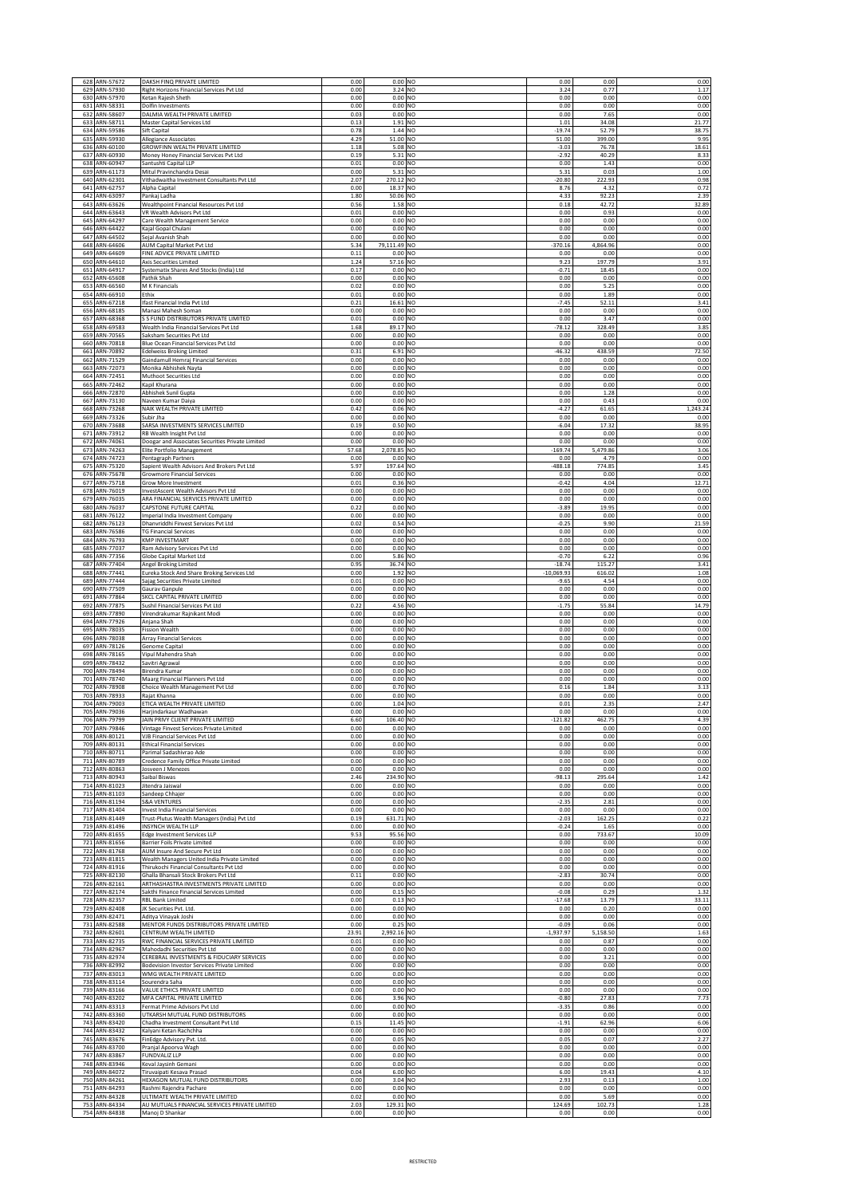| | | | | | | | |
|---|---|---|---|---|---|---|---|
| 628 | ARN-57672 | DAKSH FINQ PRIVATE LIMITED | 0.00 | 0.00 | NO | 0.00 | 0.00 | 0.00 |
| 629 | ARN-57930 | Right Horizons Financial Services Pvt Ltd | 0.00 | 3.24 | NO | 3.24 | 0.77 | 1.17 |
| 630 | ARN-57970 | Ketan Rajesh Sheth | 0.00 | 0.00 | NO | 0.00 | 0.00 | 0.00 |
| 631 | ARN-58331 | Dolfin Investments | 0.00 | 0.00 | NO | 0.00 | 0.00 | 0.00 |
| 632 | ARN-58607 | DALMIA WEALTH PRIVATE LIMITED | 0.03 | 0.00 | NO | 0.00 | 7.65 | 0.00 |
| 633 | ARN-58711 | Master Capital Services Ltd | 0.13 | 1.91 | NO | 1.01 | 34.08 | 21.77 |
| 634 | ARN-59586 | Sift Capital | 0.78 | 1.44 | NO | -19.74 | 52.79 | 38.75 |
| 635 | ARN-59930 | Allegiance Associates | 4.29 | 51.00 | NO | 51.00 | 399.00 | 9.95 |
| 636 | ARN-60100 | GROWFINN WEALTH PRIVATE LIMITED | 1.18 | 5.08 | NO | -3.03 | 76.78 | 18.61 |
| 637 | ARN-60930 | Money Honey Financial Services Pvt Ltd | 0.19 | 5.31 | NO | -2.92 | 40.29 | 8.33 |
| 638 | ARN-60947 | Santushti Capital LLP | 0.01 | 0.00 | NO | 0.00 | 1.43 | 0.00 |
| 639 | ARN-61173 | Mitul Pravinchandra Desai | 0.00 | 5.31 | NO | 5.31 | 0.03 | 1.00 |
| 640 | ARN-62301 | Vithadwaitha Investment Consultants Pvt Ltd | 2.07 | 270.12 | NO | -20.80 | 222.93 | 0.98 |
| 641 | ARN-62757 | Alpha Capital | 0.00 | 18.37 | NO | 8.76 | 4.32 | 0.72 |
| 642 | ARN-63097 | Pankaj Ladha | 1.80 | 50.06 | NO | 4.33 | 92.23 | 2.39 |
| 643 | ARN-63626 | Wealthpoint Financial Resources Pvt Ltd | 0.56 | 1.58 | NO | 0.18 | 42.72 | 32.89 |
| 644 | ARN-63643 | VR Wealth Advisors Pvt Ltd | 0.01 | 0.00 | NO | 0.00 | 0.93 | 0.00 |
| 645 | ARN-64297 | Care Wealth Management Service | 0.00 | 0.00 | NO | 0.00 | 0.00 | 0.00 |
| 646 | ARN-64422 | Kajal Gopal Chulani | 0.00 | 0.00 | NO | 0.00 | 0.00 | 0.00 |
| 647 | ARN-64502 | Sejal Avanish Shah | 0.00 | 0.00 | NO | 0.00 | 0.00 | 0.00 |
| 648 | ARN-64606 | AUM Capital Market Pvt Ltd | 5.34 | 79,111.49 | NO | -370.16 | 4,864.96 | 0.00 |
| 649 | ARN-64609 | FINE ADVICE PRIVATE LIMITED | 0.11 | 0.00 | NO | 0.00 | 0.00 | 0.00 |
| 650 | ARN-64610 | Axis Securities Limited | 1.24 | 57.16 | NO | 9.23 | 197.79 | 3.91 |
| 651 | ARN-64917 | Systematix Shares And Stocks (India) Ltd | 0.17 | 0.00 | NO | -0.71 | 18.45 | 0.00 |
| 652 | ARN-65608 | Pathik Shah | 0.00 | 0.00 | NO | 0.00 | 0.00 | 0.00 |
| 653 | ARN-66560 | M K Financials | 0.02 | 0.00 | NO | 0.00 | 5.25 | 0.00 |
| 654 | ARN-66910 | Ethix | 0.01 | 0.00 | NO | 0.00 | 1.89 | 0.00 |
| 655 | ARN-67218 | Ifast Financial India Pvt Ltd | 0.21 | 16.61 | NO | -7.45 | 52.11 | 3.41 |
| 656 | ARN-68185 | Manasi Mahesh Soman | 0.00 | 0.00 | NO | 0.00 | 0.00 | 0.00 |
| 657 | ARN-68368 | S S FUND DISTRIBUTORS PRIVATE LIMITED | 0.01 | 0.00 | NO | 0.00 | 3.47 | 0.00 |
| 658 | ARN-69583 | Wealth India Financial Services Pvt Ltd | 1.68 | 89.17 | NO | -78.12 | 328.49 | 3.85 |
| 659 | ARN-70565 | Saksham Securities Pvt Ltd | 0.00 | 0.00 | NO | 0.00 | 0.00 | 0.00 |
| 660 | ARN-70818 | Blue Ocean Financial Services Pvt Ltd | 0.00 | 0.00 | NO | 0.00 | 0.00 | 0.00 |
| 661 | ARN-70892 | Edelweiss Broking Limited | 0.31 | 6.91 | NO | -46.32 | 438.59 | 72.50 |
| 662 | ARN-71529 | Gaindamull Hemraj Financial Services | 0.00 | 0.00 | NO | 0.00 | 0.00 | 0.00 |
| 663 | ARN-72073 | Monika Abhishek Nayta | 0.00 | 0.00 | NO | 0.00 | 0.00 | 0.00 |
| 664 | ARN-72451 | Muthoot Securities Ltd | 0.00 | 0.00 | NO | 0.00 | 0.00 | 0.00 |
| 665 | ARN-72462 | Kapil Khurana | 0.00 | 0.00 | NO | 0.00 | 0.00 | 0.00 |
| 666 | ARN-72870 | Abhishek Sunil Gupta | 0.00 | 0.00 | NO | 0.00 | 1.28 | 0.00 |
| 667 | ARN-73130 | Naveen Kumar Daiya | 0.00 | 0.00 | NO | 0.00 | 0.43 | 0.00 |
| 668 | ARN-73268 | NAIK WEALTH PRIVATE LIMITED | 0.42 | 0.06 | NO | -4.27 | 61.65 | 1,243.24 |
| 669 | ARN-73326 | Subir Jha | 0.00 | 0.00 | NO | 0.00 | 0.00 | 0.00 |
| 670 | ARN-73688 | SARSA INVESTMENTS SERVICES LIMITED | 0.19 | 0.50 | NO | -6.04 | 17.32 | 38.95 |
| 671 | ARN-73912 | RB Wealth Insight Pvt Ltd | 0.00 | 0.00 | NO | 0.00 | 0.00 | 0.00 |
| 672 | ARN-74061 | Doogar and Associates Securities Private Limited | 0.00 | 0.00 | NO | 0.00 | 0.00 | 0.00 |
| 673 | ARN-74263 | Elite Portfolio Management | 57.68 | 2,078.85 | NO | -169.74 | 5,479.86 | 3.06 |
| 674 | ARN-74723 | Pentagraph Partners | 0.00 | 0.00 | NO | 0.00 | 4.79 | 0.00 |
| 675 | ARN-75320 | Sapient Wealth Advisors And Brokers Pvt Ltd | 5.97 | 197.64 | NO | -488.18 | 774.85 | 3.45 |
| 676 | ARN-75678 | Growmore Financial Services | 0.00 | 0.00 | NO | 0.00 | 0.00 | 0.00 |
| 677 | ARN-75718 | Grow More Investment | 0.01 | 0.36 | NO | -0.42 | 4.04 | 12.71 |
| 678 | ARN-76019 | InvestAscent Wealth Advisors Pvt Ltd | 0.00 | 0.00 | NO | 0.00 | 0.00 | 0.00 |
| 679 | ARN-76035 | ARA FINANCIAL SERVICES PRIVATE LIMITED | 0.00 | 0.00 | NO | 0.00 | 0.00 | 0.00 |
| 680 | ARN-76037 | CAPSTONE FUTURE CAPITAL | 0.22 | 0.00 | NO | -3.89 | 19.95 | 0.00 |
| 681 | ARN-76122 | Imperial India Investment Company | 0.00 | 0.00 | NO | 0.00 | 0.00 | 0.00 |
| 682 | ARN-76123 | Dhanvriddhi Finvest Services Pvt Ltd | 0.02 | 0.54 | NO | -0.25 | 9.90 | 21.59 |
| 683 | ARN-76586 | TG Financial Services | 0.00 | 0.00 | NO | 0.00 | 0.00 | 0.00 |
| 684 | ARN-76793 | KMP INVESTMART | 0.00 | 0.00 | NO | 0.00 | 0.00 | 0.00 |
| 685 | ARN-77037 | Ram Advisory Services Pvt Ltd | 0.00 | 0.00 | NO | 0.00 | 0.00 | 0.00 |
| 686 | ARN-77356 | Globe Capital Market Ltd | 0.00 | 5.86 | NO | -0.70 | 6.22 | 0.96 |
| 687 | ARN-77404 | Angel Broking Limited | 0.95 | 36.74 | NO | -18.74 | 115.27 | 3.41 |
| 688 | ARN-77441 | Eureka Stock And Share Broking Services Ltd | 0.00 | 1.92 | NO | -10,069.93 | 616.02 | 1.08 |
| 689 | ARN-77444 | Sajag Securities Private Limited | 0.01 | 0.00 | NO | -9.65 | 4.54 | 0.00 |
| 690 | ARN-77509 | Gaurav Ganpule | 0.00 | 0.00 | NO | 0.00 | 0.00 | 0.00 |
| 691 | ARN-77864 | SKCL CAPITAL PRIVATE LIMITED | 0.00 | 0.00 | NO | 0.00 | 0.00 | 0.00 |
| 692 | ARN-77875 | Sushil Financial Services Pvt Ltd | 0.22 | 4.56 | NO | -1.75 | 55.84 | 14.79 |
| 693 | ARN-77890 | Virendrakumar Rajnikant Modi | 0.00 | 0.00 | NO | 0.00 | 0.00 | 0.00 |
| 694 | ARN-77926 | Anjana Shah | 0.00 | 0.00 | NO | 0.00 | 0.00 | 0.00 |
| 695 | ARN-78035 | Fission Wealth | 0.00 | 0.00 | NO | 0.00 | 0.00 | 0.00 |
| 696 | ARN-78038 | Array Financial Services | 0.00 | 0.00 | NO | 0.00 | 0.00 | 0.00 |
| 697 | ARN-78126 | Genome Capital | 0.00 | 0.00 | NO | 0.00 | 0.00 | 0.00 |
| 698 | ARN-78165 | Vipul Mahendra Shah | 0.00 | 0.00 | NO | 0.00 | 0.00 | 0.00 |
| 699 | ARN-78432 | Savitri Agrawal | 0.00 | 0.00 | NO | 0.00 | 0.00 | 0.00 |
| 700 | ARN-78494 | Birendra Kumar | 0.00 | 0.00 | NO | 0.00 | 0.00 | 0.00 |
| 701 | ARN-78740 | Maarg Financial Planners Pvt Ltd | 0.00 | 0.00 | NO | 0.00 | 0.00 | 0.00 |
| 702 | ARN-78908 | Choice Wealth Management Pvt Ltd | 0.00 | 0.70 | NO | 0.16 | 1.84 | 3.13 |
| 703 | ARN-78933 | Rajat Khanna | 0.00 | 0.00 | NO | 0.00 | 0.00 | 0.00 |
| 704 | ARN-79003 | ETICA WEALTH PRIVATE LIMITED | 0.00 | 1.04 | NO | 0.01 | 2.35 | 2.47 |
| 705 | ARN-79036 | Harjindarkaur Wadhawan | 0.00 | 0.00 | NO | 0.00 | 0.00 | 0.00 |
| 706 | ARN-79799 | JAIN PRIVY CLIENT PRIVATE LIMITED | 6.60 | 106.40 | NO | -121.82 | 462.75 | 4.39 |
| 707 | ARN-79846 | Vintage Finvest Services Private Limited | 0.00 | 0.00 | NO | 0.00 | 0.00 | 0.00 |
| 708 | ARN-80121 | VJB Financial Services Pvt Ltd | 0.00 | 0.00 | NO | 0.00 | 0.00 | 0.00 |
| 709 | ARN-80131 | Ethical Financial Services | 0.00 | 0.00 | NO | 0.00 | 0.00 | 0.00 |
| 710 | ARN-80711 | Parimal Sadashivrao Ade | 0.00 | 0.00 | NO | 0.00 | 0.00 | 0.00 |
| 711 | ARN-80789 | Credence Family Office Private Limited | 0.00 | 0.00 | NO | 0.00 | 0.00 | 0.00 |
| 712 | ARN-80863 | Josveen J Menezes | 0.00 | 0.00 | NO | 0.00 | 0.00 | 0.00 |
| 713 | ARN-80943 | Saibal Biswas | 2.46 | 234.90 | NO | -98.13 | 295.64 | 1.42 |
| 714 | ARN-81023 | Jitendra Jaiswal | 0.00 | 0.00 | NO | 0.00 | 0.00 | 0.00 |
| 715 | ARN-81103 | Sandeep Chhajer | 0.00 | 0.00 | NO | 0.00 | 0.00 | 0.00 |
| 716 | ARN-81194 | S&A VENTURES | 0.00 | 0.00 | NO | -2.35 | 2.81 | 0.00 |
| 717 | ARN-81404 | Invest India Financial Services | 0.00 | 0.00 | NO | 0.00 | 0.00 | 0.00 |
| 718 | ARN-81449 | Trust-Plutus Wealth Managers (India) Pvt Ltd | 0.19 | 631.71 | NO | -2.03 | 162.25 | 0.22 |
| 719 | ARN-81496 | INSYNCH WEALTH LLP | 0.00 | 0.00 | NO | -0.24 | 1.65 | 0.00 |
| 720 | ARN-81655 | Edge Investment Services LLP | 9.53 | 95.56 | NO | 0.00 | 733.67 | 10.09 |
| 721 | ARN-81656 | Barrier Foils Private Limited | 0.00 | 0.00 | NO | 0.00 | 0.00 | 0.00 |
| 722 | ARN-81768 | AUM Insure And Secure Pvt Ltd | 0.00 | 0.00 | NO | 0.00 | 0.00 | 0.00 |
| 723 | ARN-81815 | Wealth Managers United India Private Limited | 0.00 | 0.00 | NO | 0.00 | 0.00 | 0.00 |
| 724 | ARN-81916 | Thirukochi Financial Consultants Pvt Ltd | 0.00 | 0.00 | NO | 0.00 | 0.00 | 0.00 |
| 725 | ARN-82130 | Ghalla Bhansali Stock Brokers Pvt Ltd | 0.11 | 0.00 | NO | -2.83 | 30.74 | 0.00 |
| 726 | ARN-82161 | ARTHASHASTRA INVESTMENTS PRIVATE LIMITED | 0.00 | 0.00 | NO | 0.00 | 0.00 | 0.00 |
| 727 | ARN-82174 | Sakthi Finance Financial Services Limited | 0.00 | 0.15 | NO | -0.08 | 0.29 | 1.32 |
| 728 | ARN-82357 | RBL Bank Limited | 0.00 | 0.13 | NO | -17.68 | 13.79 | 33.11 |
| 729 | ARN-82408 | JK Securities Pvt. Ltd. | 0.00 | 0.00 | NO | 0.00 | 0.20 | 0.00 |
| 730 | ARN-82471 | Aditya Vinayak Joshi | 0.00 | 0.00 | NO | 0.00 | 0.00 | 0.00 |
| 731 | ARN-82588 | MENTOR FUNDS DISTRIBUTORS PRIVATE LIMITED | 0.00 | 0.25 | NO | -0.09 | 0.06 | 0.00 |
| 732 | ARN-82601 | CENTRUM WEALTH LIMITED | 23.91 | 2,992.16 | NO | -1,937.97 | 5,158.50 | 1.63 |
| 733 | ARN-82735 | RWC FINANCIAL SERVICES PRIVATE LIMITED | 0.01 | 0.00 | NO | 0.00 | 0.87 | 0.00 |
| 734 | ARN-82967 | Mahodadhi Securities Pvt Ltd | 0.00 | 0.00 | NO | 0.00 | 0.00 | 0.00 |
| 735 | ARN-82974 | CEREBRAL INVESTMENTS & FIDUCIARY SERVICES | 0.00 | 0.00 | NO | 0.00 | 3.21 | 0.00 |
| 736 | ARN-82992 | Bodevision Investor Services Private Limited | 0.00 | 0.00 | NO | 0.00 | 0.00 | 0.00 |
| 737 | ARN-83013 | WMG WEALTH PRIVATE LIMITED | 0.00 | 0.00 | NO | 0.00 | 0.00 | 0.00 |
| 738 | ARN-83114 | Sourendra Saha | 0.00 | 0.00 | NO | 0.00 | 0.00 | 0.00 |
| 739 | ARN-83166 | VALUE ETHICS PRIVATE LIMITED | 0.00 | 0.00 | NO | 0.00 | 0.00 | 0.00 |
| 740 | ARN-83202 | MFA CAPITAL PRIVATE LIMITED | 0.06 | 3.96 | NO | -0.80 | 27.83 | 7.73 |
| 741 | ARN-83313 | Fermat Prime Advisors Pvt Ltd | 0.00 | 0.00 | NO | -3.35 | 0.86 | 0.00 |
| 742 | ARN-83360 | UTKARSH MUTUAL FUND DISTRIBUTORS | 0.00 | 0.00 | NO | 0.00 | 0.00 | 0.00 |
| 743 | ARN-83420 | Chadha Investment Consultant Pvt Ltd | 0.15 | 11.45 | NO | -1.91 | 62.96 | 6.06 |
| 744 | ARN-83432 | Kalyani Ketan Rachchha | 0.00 | 0.00 | NO | 0.00 | 0.00 | 0.00 |
| 745 | ARN-83676 | FinEdge Advisory Pvt. Ltd. | 0.00 | 0.05 | NO | 0.05 | 0.07 | 2.27 |
| 746 | ARN-83700 | Pranjal Apoorva Wagh | 0.00 | 0.00 | NO | 0.00 | 0.00 | 0.00 |
| 747 | ARN-83867 | FUNDVALIZ LLP | 0.00 | 0.00 | NO | 0.00 | 0.00 | 0.00 |
| 748 | ARN-83946 | Keval Jaysinh Gemani | 0.00 | 0.00 | NO | 0.00 | 0.00 | 0.00 |
| 749 | ARN-84072 | Tiruvaipati Kesava Prasad | 0.04 | 6.00 | NO | 6.00 | 19.43 | 4.10 |
| 750 | ARN-84261 | HEXAGON MUTUAL FUND DISTRIBUTORS | 0.00 | 3.04 | NO | 2.93 | 0.13 | 1.00 |
| 751 | ARN-84293 | Rashmi Rajendra Pachare | 0.00 | 0.00 | NO | 0.00 | 0.00 | 0.00 |
| 752 | ARN-84328 | ULTIMATE WEALTH PRIVATE LIMITED | 0.02 | 0.00 | NO | 0.00 | 5.69 | 0.00 |
| 753 | ARN-84334 | AU MUTUALS FINANCIAL SERVICES PRIVATE LIMITED | 2.03 | 129.31 | NO | 124.69 | 102.73 | 1.28 |
| 754 | ARN-84838 | Manoj D Shankar | 0.00 | 0.00 | NO | 0.00 | 0.00 | 0.00 |

RESTRICTED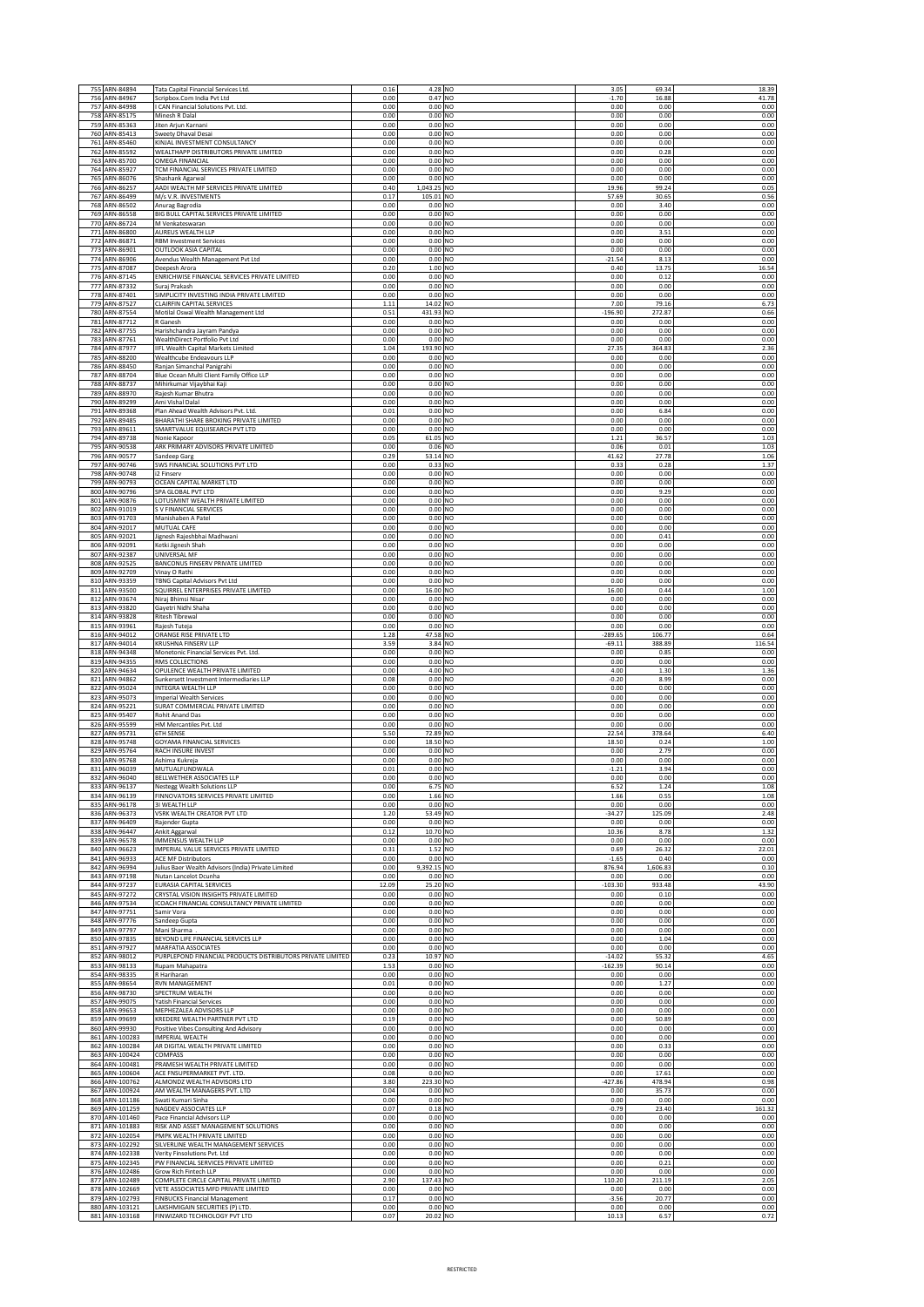| 755 | ARN-84894 | Tata Capital Financial Services Ltd. | 0.16 | 4.28 | NO | 3.05 | 69.34 | 18.39 |
|---|---|---|---|---|---|---|---|---|
| 756 | ARN-84967 | Scripbox.Com India Pvt Ltd | 0.00 | 0.47 | NO | -1.70 | 16.88 | 41.78 |
| 757 | ARN-84998 | I CAN Financial Solutions Pvt. Ltd. | 0.00 | 0.00 | NO | 0.00 | 0.00 | 0.00 |
| 758 | ARN-85175 | Minesh R Dalal | 0.00 | 0.00 | NO | 0.00 | 0.00 | 0.00 |
| 759 | ARN-85363 | Jiten Arjun Karnani | 0.00 | 0.00 | NO | 0.00 | 0.00 | 0.00 |
| 760 | ARN-85413 | Sweety Dhaval Desai | 0.00 | 0.00 | NO | 0.00 | 0.00 | 0.00 |
| 761 | ARN-85460 | KINJAL INVESTMENT CONSULTANCY | 0.00 | 0.00 | NO | 0.00 | 0.00 | 0.00 |
| 762 | ARN-85592 | WEALTHAPP DISTRIBUTORS PRIVATE LIMITED | 0.00 | 0.00 | NO | 0.00 | 0.28 | 0.00 |
| 763 | ARN-85700 | OMEGA FINANCIAL | 0.00 | 0.00 | NO | 0.00 | 0.00 | 0.00 |
| 764 | ARN-85927 | TCM FINANCIAL SERVICES PRIVATE LIMITED | 0.00 | 0.00 | NO | 0.00 | 0.00 | 0.00 |
| 765 | ARN-86076 | Shashank Agarwal | 0.00 | 0.00 | NO | 0.00 | 0.00 | 0.00 |
| 766 | ARN-86257 | AADI WEALTH MF SERVICES PRIVATE LIMITED | 0.40 | 1,043.25 | NO | 19.96 | 99.24 | 0.05 |
| 767 | ARN-86499 | M/s V.R. INVESTMENTS | 0.17 | 105.01 | NO | 57.69 | 30.65 | 0.56 |
| 768 | ARN-86502 | Anurag Bagrodia | 0.00 | 0.00 | NO | 0.00 | 3.40 | 0.00 |
| 769 | ARN-86558 | BIG BULL CAPITAL SERVICES PRIVATE LIMITED | 0.00 | 0.00 | NO | 0.00 | 0.00 | 0.00 |
| 770 | ARN-86724 | M Venkateswaran | 0.00 | 0.00 | NO | 0.00 | 0.00 | 0.00 |
| 771 | ARN-86800 | AUREUS WEALTH LLP | 0.00 | 0.00 | NO | 0.00 | 3.51 | 0.00 |
| 772 | ARN-86871 | RBM Investment Services | 0.00 | 0.00 | NO | 0.00 | 0.00 | 0.00 |
| 773 | ARN-86901 | OUTLOOK ASIA CAPITAL | 0.00 | 0.00 | NO | 0.00 | 0.00 | 0.00 |
| 774 | ARN-86906 | Avendus Wealth Management Pvt Ltd | 0.00 | 0.00 | NO | -21.54 | 8.13 | 0.00 |
| 775 | ARN-87087 | Deepesh Arora | 0.20 | 1.00 | NO | 0.40 | 13.75 | 16.54 |
| 776 | ARN-87145 | ENRICHWISE FINANCIAL SERVICES PRIVATE LIMITED | 0.00 | 0.00 | NO | 0.00 | 0.12 | 0.00 |
| 777 | ARN-87332 | Suraj Prakash | 0.00 | 0.00 | NO | 0.00 | 0.00 | 0.00 |
| 778 | ARN-87401 | SIMPLICITY INVESTING INDIA PRIVATE LIMITED | 0.00 | 0.00 | NO | 0.00 | 0.00 | 0.00 |
| 779 | ARN-87527 | CLAIRFIN CAPITAL SERVICES | 1.11 | 14.02 | NO | 7.00 | 79.16 | 6.73 |
| 780 | ARN-87554 | Motilal Oswal Wealth Management Ltd | 0.51 | 431.93 | NO | -196.90 | 272.87 | 0.66 |
| 781 | ARN-87712 | R Ganesh | 0.00 | 0.00 | NO | 0.00 | 0.00 | 0.00 |
| 782 | ARN-87755 | Harishchandra Jayram Pandya | 0.00 | 0.00 | NO | 0.00 | 0.00 | 0.00 |
| 783 | ARN-87761 | WealthDirect Portfolio Pvt Ltd | 0.00 | 0.00 | NO | 0.00 | 0.00 | 0.00 |
| 784 | ARN-87977 | IIFL Wealth Capital Markets Limited | 1.04 | 193.90 | NO | 27.35 | 364.83 | 2.36 |
| 785 | ARN-88200 | Wealthcube Endeavours LLP | 0.00 | 0.00 | NO | 0.00 | 0.00 | 0.00 |
| 786 | ARN-88450 | Ranjan Simanchal Panigrahi | 0.00 | 0.00 | NO | 0.00 | 0.00 | 0.00 |
| 787 | ARN-88704 | Blue Ocean Multi Client Family Office LLP | 0.00 | 0.00 | NO | 0.00 | 0.00 | 0.00 |
| 788 | ARN-88737 | Mihirkumar Vijaybhai Kaji | 0.00 | 0.00 | NO | 0.00 | 0.00 | 0.00 |
| 789 | ARN-88970 | Rajesh Kumar Bhutra | 0.00 | 0.00 | NO | 0.00 | 0.00 | 0.00 |
| 790 | ARN-89299 | Ami Vishal Dalal | 0.00 | 0.00 | NO | 0.00 | 0.00 | 0.00 |
| 791 | ARN-89368 | Plan Ahead Wealth Advisors Pvt. Ltd. | 0.01 | 0.00 | NO | 0.00 | 6.84 | 0.00 |
| 792 | ARN-89485 | BHARATHI SHARE BROKING PRIVATE LIMITED | 0.00 | 0.00 | NO | 0.00 | 0.00 | 0.00 |
| 793 | ARN-89611 | SMARTVALUE EQUISEARCH PVT LTD | 0.00 | 0.00 | NO | 0.00 | 0.00 | 0.00 |
| 794 | ARN-89738 | Nonie Kapoor | 0.05 | 61.05 | NO | 1.21 | 36.57 | 1.03 |
| 795 | ARN-90538 | ARK PRIMARY ADVISORS PRIVATE LIMITED | 0.00 | 0.06 | NO | 0.06 | 0.01 | 1.03 |
| 796 | ARN-90577 | Sandeep Garg | 0.29 | 53.14 | NO | 41.62 | 27.78 | 1.06 |
| 797 | ARN-90746 | SWS FINANCIAL SOLUTIONS PVT LTD | 0.00 | 0.33 | NO | 0.33 | 0.28 | 1.37 |
| 798 | ARN-90748 | i2 Finserv | 0.00 | 0.00 | NO | 0.00 | 0.00 | 0.00 |
| 799 | ARN-90793 | OCEAN CAPITAL MARKET LTD | 0.00 | 0.00 | NO | 0.00 | 0.00 | 0.00 |
| 800 | ARN-90796 | SPA GLOBAL PVT LTD | 0.00 | 0.00 | NO | 0.00 | 9.29 | 0.00 |
| 801 | ARN-90876 | LOTUSMINT WEALTH PRIVATE LIMITED | 0.00 | 0.00 | NO | 0.00 | 0.00 | 0.00 |
| 802 | ARN-91019 | S V FINANCIAL SERVICES | 0.00 | 0.00 | NO | 0.00 | 0.00 | 0.00 |
| 803 | ARN-91703 | Manishaben A Patel | 0.00 | 0.00 | NO | 0.00 | 0.00 | 0.00 |
| 804 | ARN-92017 | MUTUAL CAFE | 0.00 | 0.00 | NO | 0.00 | 0.00 | 0.00 |
| 805 | ARN-92021 | Jignesh Rajeshbhai Madhwani | 0.00 | 0.00 | NO | 0.00 | 0.41 | 0.00 |
| 806 | ARN-92091 | Ketki Jignesh Shah | 0.00 | 0.00 | NO | 0.00 | 0.00 | 0.00 |
| 807 | ARN-92387 | UNIVERSAL MF | 0.00 | 0.00 | NO | 0.00 | 0.00 | 0.00 |
| 808 | ARN-92525 | BANCONUS FINSERV PRIVATE LIMITED | 0.00 | 0.00 | NO | 0.00 | 0.00 | 0.00 |
| 809 | ARN-92709 | Vinay O Rathi | 0.00 | 0.00 | NO | 0.00 | 0.00 | 0.00 |
| 810 | ARN-93359 | TBNG Capital Advisors Pvt Ltd | 0.00 | 0.00 | NO | 0.00 | 0.00 | 0.00 |
| 811 | ARN-93500 | SQUIRREL ENTERPRISES PRIVATE LIMITED | 0.00 | 16.00 | NO | 16.00 | 0.44 | 1.00 |
| 812 | ARN-93674 | Niraj Bhimsi Nisar | 0.00 | 0.00 | NO | 0.00 | 0.00 | 0.00 |
| 813 | ARN-93820 | Gayetri Nidhi Shaha | 0.00 | 0.00 | NO | 0.00 | 0.00 | 0.00 |
| 814 | ARN-93828 | Ritesh Tibrewal | 0.00 | 0.00 | NO | 0.00 | 0.00 | 0.00 |
| 815 | ARN-93961 | Rajesh Tuteja | 0.00 | 0.00 | NO | 0.00 | 0.00 | 0.00 |
| 816 | ARN-94012 | ORANGE RISE PRIVATE LTD | 1.28 | 47.58 | NO | -289.65 | 106.77 | 0.64 |
| 817 | ARN-94014 | KRUSHNA FINSERV LLP | 3.59 | 3.84 | NO | -69.11 | 388.89 | 116.54 |
| 818 | ARN-94348 | Monetonic Financial Services Pvt. Ltd. | 0.00 | 0.00 | NO | 0.00 | 0.85 | 0.00 |
| 819 | ARN-94355 | RMS COLLECTIONS | 0.00 | 0.00 | NO | 0.00 | 0.00 | 0.00 |
| 820 | ARN-94634 | OPULENCE WEALTH PRIVATE LIMITED | 0.00 | 4.00 | NO | 4.00 | 1.30 | 1.36 |
| 821 | ARN-94862 | Sunkersett Investment Intermediaries LLP | 0.08 | 0.00 | NO | -0.20 | 8.99 | 0.00 |
| 822 | ARN-95024 | INTEGRA WEALTH LLP | 0.00 | 0.00 | NO | 0.00 | 0.00 | 0.00 |
| 823 | ARN-95073 | Imperial Wealth Services | 0.00 | 0.00 | NO | 0.00 | 0.00 | 0.00 |
| 824 | ARN-95221 | SURAT COMMERCIAL PRIVATE LIMITED | 0.00 | 0.00 | NO | 0.00 | 0.00 | 0.00 |
| 825 | ARN-95407 | Rohit Anand Das | 0.00 | 0.00 | NO | 0.00 | 0.00 | 0.00 |
| 826 | ARN-95599 | HM Mercantiles Pvt. Ltd | 0.00 | 0.00 | NO | 0.00 | 0.00 | 0.00 |
| 827 | ARN-95731 | 6TH SENSE | 5.50 | 72.89 | NO | 22.54 | 378.64 | 6.40 |
| 828 | ARN-95748 | GOYAMA FINANCIAL SERVICES | 0.00 | 18.50 | NO | 18.50 | 0.24 | 1.00 |
| 829 | ARN-95764 | RACH INSURE INVEST | 0.00 | 0.00 | NO | 0.00 | 2.79 | 0.00 |
| 830 | ARN-95768 | Ashima Kukreja | 0.00 | 0.00 | NO | 0.00 | 0.00 | 0.00 |
| 831 | ARN-96039 | MUTUALFUNDWALA | 0.01 | 0.00 | NO | -1.21 | 3.94 | 0.00 |
| 832 | ARN-96040 | BELLWETHER ASSOCIATES LLP | 0.00 | 0.00 | NO | 0.00 | 0.00 | 0.00 |
| 833 | ARN-96137 | Nestegg Wealth Solutions LLP | 0.00 | 6.75 | NO | 6.52 | 1.24 | 1.08 |
| 834 | ARN-96139 | FINNOVATORS SERVICES PRIVATE LIMITED | 0.00 | 1.66 | NO | 1.66 | 0.55 | 1.08 |
| 835 | ARN-96178 | 3I WEALTH LLP | 0.00 | 0.00 | NO | 0.00 | 0.00 | 0.00 |
| 836 | ARN-96373 | VSRK WEALTH CREATOR PVT LTD | 1.20 | 53.49 | NO | -34.27 | 125.09 | 2.48 |
| 837 | ARN-96409 | Rajender Gupta | 0.00 | 0.00 | NO | 0.00 | 0.00 | 0.00 |
| 838 | ARN-96447 | Ankit Aggarwal | 0.12 | 10.70 | NO | 10.36 | 8.78 | 1.32 |
| 839 | ARN-96578 | IMMENSUS WEALTH LLP | 0.00 | 0.00 | NO | 0.00 | 0.00 | 0.00 |
| 840 | ARN-96623 | IMPERIAL VALUE SERVICES PRIVATE LIMITED | 0.31 | 1.52 | NO | 0.69 | 26.32 | 22.01 |
| 841 | ARN-96933 | ACE MF Distributors | 0.00 | 0.00 | NO | -1.65 | 0.40 | 0.00 |
| 842 | ARN-96994 | Julius Baer Wealth Advisors (India) Private Limited | 0.00 | 9,392.15 | NO | 876.94 | 1,606.83 | 0.10 |
| 843 | ARN-97198 | Nutan Lancelot Dcunha | 0.00 | 0.00 | NO | 0.00 | 0.00 | 0.00 |
| 844 | ARN-97237 | EURASIA CAPITAL SERVICES | 12.09 | 25.20 | NO | -103.30 | 933.48 | 43.90 |
| 845 | ARN-97272 | CRYSTAL VISION INSIGHTS PRIVATE LIMITED | 0.00 | 0.00 | NO | 0.00 | 0.10 | 0.00 |
| 846 | ARN-97534 | ICOACH FINANCIAL CONSULTANCY PRIVATE LIMITED | 0.00 | 0.00 | NO | 0.00 | 0.00 | 0.00 |
| 847 | ARN-97751 | Samir Vora | 0.00 | 0.00 | NO | 0.00 | 0.00 | 0.00 |
| 848 | ARN-97776 | Sandeep Gupta | 0.00 | 0.00 | NO | 0.00 | 0.00 | 0.00 |
| 849 | ARN-97797 | Mani Sharma | 0.00 | 0.00 | NO | 0.00 | 0.00 | 0.00 |
| 850 | ARN-97835 | BEYOND LIFE FINANCIAL SERVICES LLP | 0.00 | 0.00 | NO | 0.00 | 1.04 | 0.00 |
| 851 | ARN-97927 | MARFATIA ASSOCIATES | 0.00 | 0.00 | NO | 0.00 | 0.00 | 0.00 |
| 852 | ARN-98012 | PURPLEPOND FINANCIAL PRODUCTS DISTRIBUTORS PRIVATE LIMITED | 0.23 | 10.97 | NO | -14.02 | 55.32 | 4.65 |
| 853 | ARN-98133 | Rupam Mahapatra | 1.53 | 0.00 | NO | -162.39 | 90.14 | 0.00 |
| 854 | ARN-98335 | R Hariharan | 0.00 | 0.00 | NO | 0.00 | 0.00 | 0.00 |
| 855 | ARN-98654 | RVN MANAGEMENT | 0.01 | 0.00 | NO | 0.00 | 1.27 | 0.00 |
| 856 | ARN-98730 | SPECTRUM WEALTH | 0.00 | 0.00 | NO | 0.00 | 0.00 | 0.00 |
| 857 | ARN-99075 | Yatish Financial Services | 0.00 | 0.00 | NO | 0.00 | 0.00 | 0.00 |
| 858 | ARN-99653 | MEPHEZALEA ADVISORS LLP | 0.00 | 0.00 | NO | 0.00 | 0.00 | 0.00 |
| 859 | ARN-99699 | KREDERE WEALTH PARTNER PVT LTD | 0.19 | 0.00 | NO | 0.00 | 50.89 | 0.00 |
| 860 | ARN-99930 | Positive Vibes Consulting And Advisory | 0.00 | 0.00 | NO | 0.00 | 0.00 | 0.00 |
| 861 | ARN-100283 | IMPERIAL WEALTH | 0.00 | 0.00 | NO | 0.00 | 0.00 | 0.00 |
| 862 | ARN-100284 | AR DIGITAL WEALTH PRIVATE LIMITED | 0.00 | 0.00 | NO | 0.00 | 0.33 | 0.00 |
| 863 | ARN-100424 | COMPASS | 0.00 | 0.00 | NO | 0.00 | 0.00 | 0.00 |
| 864 | ARN-100481 | PRAMESH WEALTH PRIVATE LIMITED | 0.00 | 0.00 | NO | 0.00 | 0.00 | 0.00 |
| 865 | ARN-100604 | ACE FNSUPERMARKET PVT. LTD. | 0.08 | 0.00 | NO | 0.00 | 17.61 | 0.00 |
| 866 | ARN-100762 | ALMONDZ WEALTH ADVISORS LTD | 3.80 | 223.30 | NO | -427.86 | 478.94 | 0.98 |
| 867 | ARN-100924 | AM WEALTH MANAGERS PVT. LTD | 0.04 | 0.00 | NO | 0.00 | 35.73 | 0.00 |
| 868 | ARN-101186 | Swati Kumari Sinha | 0.00 | 0.00 | NO | 0.00 | 0.00 | 0.00 |
| 869 | ARN-101259 | NAGDEV ASSOCIATES LLP | 0.07 | 0.18 | NO | -0.79 | 23.40 | 161.32 |
| 870 | ARN-101460 | Pace Financial Advisors LLP | 0.00 | 0.00 | NO | 0.00 | 0.00 | 0.00 |
| 871 | ARN-101883 | RISK AND ASSET MANAGEMENT SOLUTIONS | 0.00 | 0.00 | NO | 0.00 | 0.00 | 0.00 |
| 872 | ARN-102054 | PMPK WEALTH PRIVATE LIMITED | 0.00 | 0.00 | NO | 0.00 | 0.00 | 0.00 |
| 873 | ARN-102292 | SILVERLINE WEALTH MANAGEMENT SERVICES | 0.00 | 0.00 | NO | 0.00 | 0.00 | 0.00 |
| 874 | ARN-102338 | Verity Finsolutions Pvt. Ltd | 0.00 | 0.00 | NO | 0.00 | 0.00 | 0.00 |
| 875 | ARN-102345 | PW FINANCIAL SERVICES PRIVATE LIMITED | 0.00 | 0.00 | NO | 0.00 | 0.21 | 0.00 |
| 876 | ARN-102486 | Grow Rich Fintech LLP | 0.00 | 0.00 | NO | 0.00 | 0.00 | 0.00 |
| 877 | ARN-102489 | COMPLETE CIRCLE CAPITAL PRIVATE LIMITED | 2.90 | 137.43 | NO | 110.20 | 211.19 | 2.05 |
| 878 | ARN-102669 | VETE ASSOCIATES MFD PRIVATE LIMITED | 0.00 | 0.00 | NO | 0.00 | 0.00 | 0.00 |
| 879 | ARN-102793 | FINBUCKS Financial Management | 0.17 | 0.00 | NO | -3.56 | 20.77 | 0.00 |
| 880 | ARN-103121 | LAKSHMIGAIN SECURITIES (P) LTD. | 0.00 | 0.00 | NO | 0.00 | 0.00 | 0.00 |
| 881 | ARN-103168 | FINWIZARD TECHNOLOGY PVT LTD | 0.07 | 20.02 | NO | 10.13 | 6.57 | 0.72 |

RESTRICTED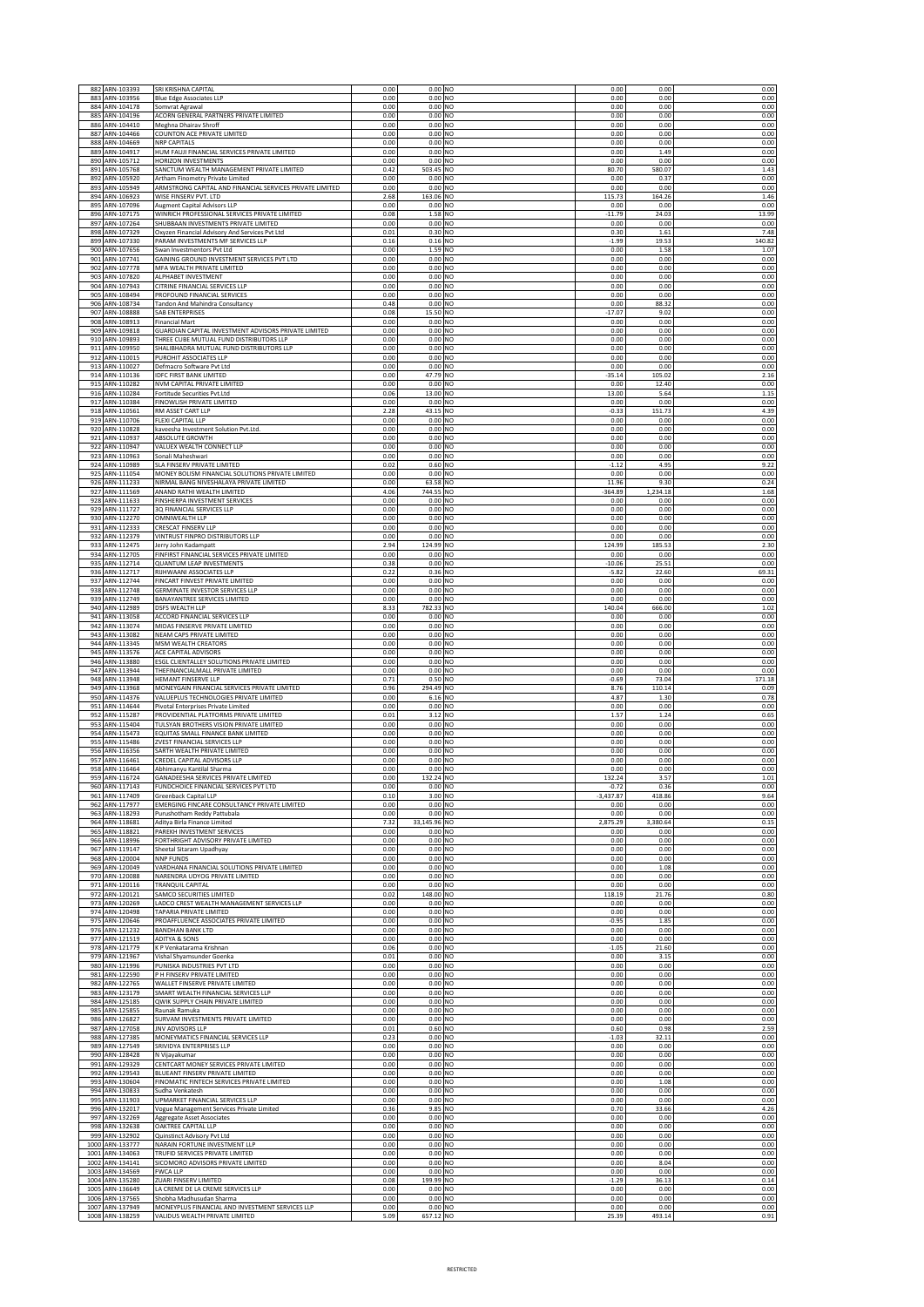| | | | | | | | | |
|---|---|---|---|---|---|---|---|---|
| 882 | ARN-103393 | SRI KRISHNA CAPITAL | 0.00 | 0.00 | NO | 0.00 | 0.00 | 0.00 |
| 883 | ARN-103956 | Blue Edge Associates LLP | 0.00 | 0.00 | NO | 0.00 | 0.00 | 0.00 |
| 884 | ARN-104178 | Somvrat Agrawal | 0.00 | 0.00 | NO | 0.00 | 0.00 | 0.00 |
| 885 | ARN-104196 | ACORN GENERAL PARTNERS PRIVATE LIMITED | 0.00 | 0.00 | NO | 0.00 | 0.00 | 0.00 |
| 886 | ARN-104410 | Meghna Dhairav Shroff | 0.00 | 0.00 | NO | 0.00 | 0.00 | 0.00 |
| 887 | ARN-104466 | COUNTON ACE PRIVATE LIMITED | 0.00 | 0.00 | NO | 0.00 | 0.00 | 0.00 |
| 888 | ARN-104669 | NRP CAPITALS | 0.00 | 0.00 | NO | 0.00 | 0.00 | 0.00 |
| 889 | ARN-104917 | HUM FAUJI FINANCIAL SERVICES PRIVATE LIMITED | 0.00 | 0.00 | NO | 0.00 | 1.49 | 0.00 |
| 890 | ARN-105712 | HORIZON INVESTMENTS | 0.00 | 0.00 | NO | 0.00 | 0.00 | 0.00 |
| 891 | ARN-105768 | SANCTUM WEALTH MANAGEMENT PRIVATE LIMITED | 0.42 | 503.45 | NO | 80.70 | 580.07 | 1.43 |
| 892 | ARN-105920 | Artham Finometry Private Limited | 0.00 | 0.00 | NO | 0.00 | 0.37 | 0.00 |
| 893 | ARN-105949 | ARMSTRONG CAPITAL AND FINANCIAL SERVICES PRIVATE LIMITED | 0.00 | 0.00 | NO | 0.00 | 0.00 | 0.00 |
| 894 | ARN-106923 | WISE FINSERV PVT. LTD | 2.68 | 163.06 | NO | 115.73 | 164.26 | 1.46 |
| 895 | ARN-107096 | Augment Capital Advisors LLP | 0.00 | 0.00 | NO | 0.00 | 0.00 | 0.00 |
| 896 | ARN-107175 | WINRICH PROFESSIONAL SERVICES PRIVATE LIMITED | 0.08 | 1.58 | NO | -11.79 | 24.03 | 13.99 |
| 897 | ARN-107264 | SHUBBAAN INVESTMENTS PRIVATE LIMITED | 0.00 | 0.00 | NO | 0.00 | 0.00 | 0.00 |
| 898 | ARN-107329 | Oxyzen Financial Advisory And Services Pvt Ltd | 0.01 | 0.30 | NO | 0.30 | 1.61 | 7.48 |
| 899 | ARN-107330 | PARAM INVESTMENTS MF SERVICES LLP | 0.16 | 0.16 | NO | -1.99 | 19.53 | 140.82 |
| 900 | ARN-107656 | Swan Investmentors Pvt Ltd | 0.00 | 1.59 | NO | 0.00 | 1.58 | 1.07 |
| 901 | ARN-107741 | GAINING GROUND INVESTMENT SERVICES PVT LTD | 0.00 | 0.00 | NO | 0.00 | 0.00 | 0.00 |
| 902 | ARN-107778 | MFA WEALTH PRIVATE LIMITED | 0.00 | 0.00 | NO | 0.00 | 0.00 | 0.00 |
| 903 | ARN-107820 | ALPHABET INVESTMENT | 0.00 | 0.00 | NO | 0.00 | 0.00 | 0.00 |
| 904 | ARN-107943 | CITRINE FINANCIAL SERVICES LLP | 0.00 | 0.00 | NO | 0.00 | 0.00 | 0.00 |
| 905 | ARN-108494 | PROFOUND FINANCIAL SERVICES | 0.00 | 0.00 | NO | 0.00 | 0.00 | 0.00 |
| 906 | ARN-108734 | Tandon And Mahindra Consultancy | 0.48 | 0.00 | NO | 0.00 | 88.32 | 0.00 |
| 907 | ARN-108888 | SAB ENTERPRISES | 0.08 | 15.50 | NO | -17.07 | 9.02 | 0.00 |
| 908 | ARN-108913 | Financial Mart | 0.00 | 0.00 | NO | 0.00 | 0.00 | 0.00 |
| 909 | ARN-109818 | GUARDIAN CAPITAL INVESTMENT ADVISORS PRIVATE LIMITED | 0.00 | 0.00 | NO | 0.00 | 0.00 | 0.00 |
| 910 | ARN-109893 | THREE CUBE MUTUAL FUND DISTRIBUTORS LLP | 0.00 | 0.00 | NO | 0.00 | 0.00 | 0.00 |
| 911 | ARN-109950 | SHALIBHADRA MUTUAL FUND DISTRIBUTORS LLP | 0.00 | 0.00 | NO | 0.00 | 0.00 | 0.00 |
| 912 | ARN-110015 | PUROHIT ASSOCIATES LLP | 0.00 | 0.00 | NO | 0.00 | 0.00 | 0.00 |
| 913 | ARN-110027 | Defmacro Software Pvt Ltd | 0.00 | 0.00 | NO | 0.00 | 0.00 | 0.00 |
| 914 | ARN-110136 | IDFC FIRST BANK LIMITED | 0.00 | 47.79 | NO | -35.14 | 105.02 | 2.16 |
| 915 | ARN-110282 | NVM CAPITAL PRIVATE LIMITED | 0.00 | 0.00 | NO | 0.00 | 12.40 | 0.00 |
| 916 | ARN-110284 | Fortitude Securities Pvt.Ltd | 0.06 | 13.00 | NO | 13.00 | 5.64 | 1.15 |
| 917 | ARN-110384 | FINOWLISH PRIVATE LIMITED | 0.00 | 0.00 | NO | 0.00 | 0.00 | 0.00 |
| 918 | ARN-110561 | RM ASSET CART LLP | 2.28 | 43.15 | NO | -0.33 | 151.73 | 4.39 |
| 919 | ARN-110706 | FLEXI CAPITAL LLP | 0.00 | 0.00 | NO | 0.00 | 0.00 | 0.00 |
| 920 | ARN-110828 | kaveesha Investment Solution Pvt.Ltd. | 0.00 | 0.00 | NO | 0.00 | 0.00 | 0.00 |
| 921 | ARN-110937 | ABSOLUTE GROWTH | 0.00 | 0.00 | NO | 0.00 | 0.00 | 0.00 |
| 922 | ARN-110947 | VALUEX WEALTH CONNECT LLP | 0.00 | 0.00 | NO | 0.00 | 0.00 | 0.00 |
| 923 | ARN-110963 | Sonali Maheshwari | 0.00 | 0.00 | NO | 0.00 | 0.00 | 0.00 |
| 924 | ARN-110989 | SLA FINSERV PRIVATE LIMITED | 0.02 | 0.60 | NO | -1.12 | 4.95 | 9.22 |
| 925 | ARN-111054 | MONEY BOLISM FINANCIAL SOLUTIONS PRIVATE LIMITED | 0.00 | 0.00 | NO | 0.00 | 0.00 | 0.00 |
| 926 | ARN-111233 | NIRMAL BANG NIVESHALAYA PRIVATE LIMITED | 0.00 | 63.58 | NO | 11.96 | 9.30 | 0.24 |
| 927 | ARN-111569 | ANAND RATHI WEALTH LIMITED | 4.06 | 744.55 | NO | -364.89 | 1,234.18 | 1.68 |
| 928 | ARN-111633 | FINSHERPA INVESTMENT SERVICES | 0.00 | 0.00 | NO | 0.00 | 0.00 | 0.00 |
| 929 | ARN-111727 | 3Q FINANCIAL SERVICES LLP | 0.00 | 0.00 | NO | 0.00 | 0.00 | 0.00 |
| 930 | ARN-112270 | OMNIWEALTH LLP | 0.00 | 0.00 | NO | 0.00 | 0.00 | 0.00 |
| 931 | ARN-112333 | CRESCAT FINSERV LLP | 0.00 | 0.00 | NO | 0.00 | 0.00 | 0.00 |
| 932 | ARN-112379 | VINTRUST FINPRO DISTRIBUTORS LLP | 0.00 | 0.00 | NO | 0.00 | 0.00 | 0.00 |
| 933 | ARN-112475 | Jerry John Kadampatt | 2.94 | 124.99 | NO | 124.99 | 185.53 | 2.30 |
| 934 | ARN-112705 | FINFIRST FINANCIAL SERVICES PRIVATE LIMITED | 0.00 | 0.00 | NO | 0.00 | 0.00 | 0.00 |
| 935 | ARN-112714 | QUANTUM LEAP INVESTMENTS | 0.38 | 0.00 | NO | -10.06 | 25.51 | 0.00 |
| 936 | ARN-112717 | RIJHWAANI ASSOCIATES LLP | 0.22 | 0.36 | NO | -5.82 | 22.60 | 69.31 |
| 937 | ARN-112744 | FINCART FINVEST PRIVATE LIMITED | 0.00 | 0.00 | NO | 0.00 | 0.00 | 0.00 |
| 938 | ARN-112748 | GERMINATE INVESTOR SERVICES LLP | 0.00 | 0.00 | NO | 0.00 | 0.00 | 0.00 |
| 939 | ARN-112749 | BANAYANTREE SERVICES LIMITED | 0.00 | 0.00 | NO | 0.00 | 0.00 | 0.00 |
| 940 | ARN-112989 | DSFS WEALTH LLP | 8.33 | 782.33 | NO | 140.04 | 666.00 | 1.02 |
| 941 | ARN-113058 | ACCORD FINANCIAL SERVICES LLP | 0.00 | 0.00 | NO | 0.00 | 0.00 | 0.00 |
| 942 | ARN-113074 | MIDAS FINSERVE PRIVATE LIMITED | 0.00 | 0.00 | NO | 0.00 | 0.00 | 0.00 |
| 943 | ARN-113082 | NEAM CAPS PRIVATE LIMITED | 0.00 | 0.00 | NO | 0.00 | 0.00 | 0.00 |
| 944 | ARN-113345 | MSM WEALTH CREATORS | 0.00 | 0.00 | NO | 0.00 | 0.00 | 0.00 |
| 945 | ARN-113576 | ACE CAPITAL ADVISORS | 0.00 | 0.00 | NO | 0.00 | 0.00 | 0.00 |
| 946 | ARN-113880 | ESGL CLIENTALLEY SOLUTIONS PRIVATE LIMITED | 0.00 | 0.00 | NO | 0.00 | 0.00 | 0.00 |
| 947 | ARN-113944 | THEFINANCIALMALL PRIVATE LIMITED | 0.00 | 0.00 | NO | 0.00 | 0.00 | 0.00 |
| 948 | ARN-113948 | HEMANT FINSERVE LLP | 0.71 | 0.50 | NO | -0.69 | 73.04 | 171.18 |
| 949 | ARN-113968 | MONEYGAIN FINANCIAL SERVICES PRIVATE LIMITED | 0.96 | 294.49 | NO | 8.76 | 110.14 | 0.09 |
| 950 | ARN-114376 | VALUEPLUS TECHNOLOGIES PRIVATE LIMITED | 0.00 | 6.16 | NO | 4.87 | 1.30 | 0.78 |
| 951 | ARN-114644 | Pivotal Enterprises Private Limited | 0.00 | 0.00 | NO | 0.00 | 0.00 | 0.00 |
| 952 | ARN-115287 | PROVIDENTIAL PLATFORMS PRIVATE LIMITED | 0.01 | 3.12 | NO | 1.57 | 1.24 | 0.65 |
| 953 | ARN-115404 | TULSYAN BROTHERS VISION PRIVATE LIMITED | 0.00 | 0.00 | NO | 0.00 | 0.00 | 0.00 |
| 954 | ARN-115473 | EQUITAS SMALL FINANCE BANK LIMITED | 0.00 | 0.00 | NO | 0.00 | 0.00 | 0.00 |
| 955 | ARN-115486 | ZVEST FINANCIAL SERVICES LLP | 0.00 | 0.00 | NO | 0.00 | 0.00 | 0.00 |
| 956 | ARN-116356 | SARTH WEALTH PRIVATE LIMITED | 0.00 | 0.00 | NO | 0.00 | 0.00 | 0.00 |
| 957 | ARN-116461 | CREDEL CAPITAL ADVISORS LLP | 0.00 | 0.00 | NO | 0.00 | 0.00 | 0.00 |
| 958 | ARN-116464 | Abhimanyu Kantilal Sharma | 0.00 | 0.00 | NO | 0.00 | 0.00 | 0.00 |
| 959 | ARN-116724 | GANADEESHA SERVICES PRIVATE LIMITED | 0.00 | 132.24 | NO | 132.24 | 3.57 | 1.01 |
| 960 | ARN-117143 | FUNDCHOICE FINANCIAL SERVICES PVT LTD | 0.00 | 0.00 | NO | -0.72 | 0.36 | 0.00 |
| 961 | ARN-117409 | Greenback Capital LLP | 0.10 | 3.00 | NO | -3,437.87 | 418.86 | 9.64 |
| 962 | ARN-117977 | EMERGING FINCARE CONSULTANCY PRIVATE LIMITED | 0.00 | 0.00 | NO | 0.00 | 0.00 | 0.00 |
| 963 | ARN-118293 | Purushotham Reddy Pattubala | 0.00 | 0.00 | NO | 0.00 | 0.00 | 0.00 |
| 964 | ARN-118681 | Aditya Birla Finance Limited | 7.32 | 33,145.96 | NO | 2,875.29 | 3,380.64 | 0.15 |
| 965 | ARN-118821 | PAREKH INVESTMENT SERVICES | 0.00 | 0.00 | NO | 0.00 | 0.00 | 0.00 |
| 966 | ARN-118996 | FORTHRIGHT ADVISORY PRIVATE LIMITED | 0.00 | 0.00 | NO | 0.00 | 0.00 | 0.00 |
| 967 | ARN-119147 | Sheetal Sitaram Upadhyay | 0.00 | 0.00 | NO | 0.00 | 0.00 | 0.00 |
| 968 | ARN-120004 | NNP FUNDS | 0.00 | 0.00 | NO | 0.00 | 0.00 | 0.00 |
| 969 | ARN-120049 | VARDHANA FINANCIAL SOLUTIONS PRIVATE LIMITED | 0.00 | 0.00 | NO | 0.00 | 1.08 | 0.00 |
| 970 | ARN-120088 | NARENDRA UDYOG PRIVATE LIMITED | 0.00 | 0.00 | NO | 0.00 | 0.00 | 0.00 |
| 971 | ARN-120116 | TRANQUIL CAPITAL | 0.00 | 0.00 | NO | 0.00 | 0.00 | 0.00 |
| 972 | ARN-120121 | SAMCO SECURITIES LIMITED | 0.02 | 148.00 | NO | 118.19 | 21.76 | 0.80 |
| 973 | ARN-120269 | LADCO CREST WEALTH MANAGEMENT SERVICES LLP | 0.00 | 0.00 | NO | 0.00 | 0.00 | 0.00 |
| 974 | ARN-120498 | TAPARIA PRIVATE LIMITED | 0.00 | 0.00 | NO | 0.00 | 0.00 | 0.00 |
| 975 | ARN-120646 | PROAFFLUENCE ASSOCIATES PRIVATE LIMITED | 0.00 | 0.00 | NO | -0.95 | 1.85 | 0.00 |
| 976 | ARN-121232 | BANDHAN BANK LTD | 0.00 | 0.00 | NO | 0.00 | 0.00 | 0.00 |
| 977 | ARN-121519 | ADITYA & SONS | 0.00 | 0.00 | NO | 0.00 | 0.00 | 0.00 |
| 978 | ARN-121779 | K P Venkatarama Krishnan | 0.06 | 0.00 | NO | -1.05 | 21.60 | 0.00 |
| 979 | ARN-121967 | Vishal Shyamsunder Goenka | 0.01 | 0.00 | NO | 0.00 | 3.15 | 0.00 |
| 980 | ARN-121996 | PUNISKA INDUSTRIES PVT LTD | 0.00 | 0.00 | NO | 0.00 | 0.00 | 0.00 |
| 981 | ARN-122590 | P H FINSERV PRIVATE LIMITED | 0.00 | 0.00 | NO | 0.00 | 0.00 | 0.00 |
| 982 | ARN-122765 | WALLET FINSERVE PRIVATE LIMITED | 0.00 | 0.00 | NO | 0.00 | 0.00 | 0.00 |
| 983 | ARN-123179 | SMART WEALTH FINANCIAL SERVICES LLP | 0.00 | 0.00 | NO | 0.00 | 0.00 | 0.00 |
| 984 | ARN-125185 | QWIK SUPPLY CHAIN PRIVATE LIMITED | 0.00 | 0.00 | NO | 0.00 | 0.00 | 0.00 |
| 985 | ARN-125855 | Raunak Ramuka | 0.00 | 0.00 | NO | 0.00 | 0.00 | 0.00 |
| 986 | ARN-126827 | SURVAM INVESTMENTS PRIVATE LIMITED | 0.00 | 0.00 | NO | 0.00 | 0.00 | 0.00 |
| 987 | ARN-127058 | JNV ADVISORS LLP | 0.01 | 0.60 | NO | 0.60 | 0.98 | 2.59 |
| 988 | ARN-127385 | MONEYMATICS FINANCIAL SERVICES LLP | 0.23 | 0.00 | NO | -1.03 | 32.11 | 0.00 |
| 989 | ARN-127549 | SRIVIDYA ENTERPRISES LLP | 0.00 | 0.00 | NO | 0.00 | 0.00 | 0.00 |
| 990 | ARN-128428 | N Vijayakumar | 0.00 | 0.00 | NO | 0.00 | 0.00 | 0.00 |
| 991 | ARN-129329 | CENTCART MONEY SERVICES PRIVATE LIMITED | 0.00 | 0.00 | NO | 0.00 | 0.00 | 0.00 |
| 992 | ARN-129543 | BLUEANT FINSERV PRIVATE LIMITED | 0.00 | 0.00 | NO | 0.00 | 0.00 | 0.00 |
| 993 | ARN-130604 | FINOMATIC FINTECH SERVICES PRIVATE LIMITED | 0.00 | 0.00 | NO | 0.00 | 1.08 | 0.00 |
| 994 | ARN-130833 | Sudha Venkatesh | 0.00 | 0.00 | NO | 0.00 | 0.00 | 0.00 |
| 995 | ARN-131903 | UPMARKET FINANCIAL SERVICES LLP | 0.00 | 0.00 | NO | 0.00 | 0.00 | 0.00 |
| 996 | ARN-132017 | Vogue Management Services Private Limited | 0.36 | 9.85 | NO | 0.70 | 33.66 | 4.26 |
| 997 | ARN-132269 | Aggregate Asset Associates | 0.00 | 0.00 | NO | 0.00 | 0.00 | 0.00 |
| 998 | ARN-132638 | OAKTREE CAPITAL LLP | 0.00 | 0.00 | NO | 0.00 | 0.00 | 0.00 |
| 999 | ARN-132902 | Quinstinct Advisory Pvt Ltd | 0.00 | 0.00 | NO | 0.00 | 0.00 | 0.00 |
| 1000 | ARN-133777 | NARAIN FORTUNE INVESTMENT LLP | 0.00 | 0.00 | NO | 0.00 | 0.00 | 0.00 |
| 1001 | ARN-134063 | TRUFID SERVICES PRIVATE LIMITED | 0.00 | 0.00 | NO | 0.00 | 0.00 | 0.00 |
| 1002 | ARN-134141 | SICOMORO ADVISORS PRIVATE LIMITED | 0.00 | 0.00 | NO | 0.00 | 8.04 | 0.00 |
| 1003 | ARN-134569 | FWCA LLP | 0.00 | 0.00 | NO | 0.00 | 0.00 | 0.00 |
| 1004 | ARN-135280 | ZUARI FINSERV LIMITED | 0.08 | 199.99 | NO | -1.29 | 36.13 | 0.14 |
| 1005 | ARN-136649 | LA CREME DE LA CREME SERVICES LLP | 0.00 | 0.00 | NO | 0.00 | 0.00 | 0.00 |
| 1006 | ARN-137565 | Shobha Madhusudan Sharma | 0.00 | 0.00 | NO | 0.00 | 0.00 | 0.00 |
| 1007 | ARN-137949 | MONEYPLUS FINANCIAL AND INVESTMENT SERVICES LLP | 0.00 | 0.00 | NO | 0.00 | 0.00 | 0.00 |
| 1008 | ARN-138259 | VALIDUS WEALTH PRIVATE LIMITED | 5.09 | 657.12 | NO | 25.39 | 493.14 | 0.91 |

RESTRICTED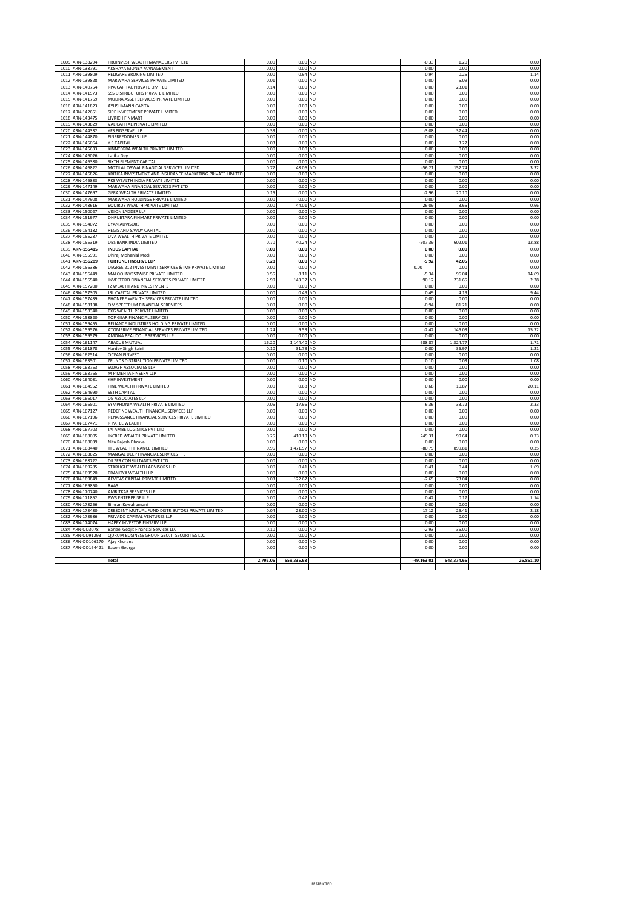| | | | | | | | | |
|---|---|---|---|---|---|---|---|---|
| 1009 | ARN-138294 | PROINVEST WEALTH MANAGERS PVT LTD | 0.00 | 0.00 | NO | -0.33 | 1.20 | 0.00 |
| 1010 | ARN-138791 | AKSHAYA MONEY MANAGEMENT | 0.00 | 0.00 | NO | 0.00 | 0.00 | 0.00 |
| 1011 | ARN-139809 | RELIGARE BROKING LIMITED | 0.00 | 0.94 | NO | 0.94 | 0.25 | 1.14 |
| 1012 | ARN-139828 | MARWAHA SERVICES PRIVATE LIMITED | 0.01 | 0.00 | NO | 0.00 | 5.09 | 0.00 |
| 1013 | ARN-140754 | RPA CAPITAL PRIVATE LIMITED | 0.14 | 0.00 | NO | 0.00 | 23.01 | 0.00 |
| 1014 | ARN-141573 | SSS DISTRIBUTORS PRIVATE LIMITED | 0.00 | 0.00 | NO | 0.00 | 0.00 | 0.00 |
| 1015 | ARN-141769 | MUDRA ASSET SERVICES PRIVATE LIMITED | 0.00 | 0.00 | NO | 0.00 | 0.00 | 0.00 |
| 1016 | ARN-141823 | AYUSHMANN CAPITAL | 0.00 | 0.00 | NO | 0.00 | 0.00 | 0.00 |
| 1017 | ARN-142651 | SIRF INVESTMENT PRIVATE LIMITED | 0.00 | 0.00 | NO | 0.00 | 0.00 | 0.00 |
| 1018 | ARN-143475 | LIVRICH FINMART | 0.00 | 0.00 | NO | 0.00 | 0.00 | 0.00 |
| 1019 | ARN-143829 | VAL CAPITAL PRIVATE LIMITED | 0.00 | 0.00 | NO | 0.00 | 0.00 | 0.00 |
| 1020 | ARN-144332 | YES FINSERVE LLP | 0.33 | 0.00 | NO | -3.08 | 37.44 | 0.00 |
| 1021 | ARN-144870 | FINFREEDOM33 LLP | 0.00 | 0.00 | NO | 0.00 | 0.00 | 0.00 |
| 1022 | ARN-145064 | Y S CAPITAL | 0.03 | 0.00 | NO | 0.00 | 3.27 | 0.00 |
| 1023 | ARN-145633 | KINNTEGRA WEALTH PRIVATE LIMITED | 0.00 | 0.00 | NO | 0.00 | 0.00 | 0.00 |
| 1024 | ARN-146026 | Latika Dey | 0.00 | 0.00 | NO | 0.00 | 0.00 | 0.00 |
| 1025 | ARN-146380 | SIXTH ELEMENT CAPITAL | 0.00 | 0.00 | NO | 0.00 | 0.00 | 0.00 |
| 1026 | ARN-146822 | MOTILAL OSWAL FINANCIAL SERVICES LIMITED | 0.72 | 48.06 | NO | -56.21 | 152.74 | 3.32 |
| 1027 | ARN-146826 | KRITIKA INVESTMENT AND INSURANCE MARKETING PRIVATE LIMITED | 0.00 | 0.00 | NO | 0.00 | 0.00 | 0.00 |
| 1028 | ARN-146833 | RKS WEALTH INDIA PRIVATE LIMITED | 0.00 | 0.00 | NO | 0.00 | 0.00 | 0.00 |
| 1029 | ARN-147149 | MARWAHA FINANCIAL SERVICES PVT LTD | 0.00 | 0.00 | NO | 0.00 | 0.00 | 0.00 |
| 1030 | ARN-147697 | GERA WEALTH PRIVATE LIMITED | 0.15 | 0.00 | NO | -2.96 | 20.10 | 0.00 |
| 1031 | ARN-147908 | MARWAHA HOLDINGS PRIVATE LIMITED | 0.00 | 0.00 | NO | 0.00 | 0.00 | 0.00 |
| 1032 | ARN-148616 | EQUIRUS WEALTH PRIVATE LIMITED | 0.00 | 44.01 | NO | 26.09 | 3.65 | 0.66 |
| 1033 | ARN-150027 | VISION LADDER LLP | 0.00 | 0.00 | NO | 0.00 | 0.00 | 0.00 |
| 1034 | ARN-151977 | DHRUBTARA FINMART PRIVATE LIMITED | 0.00 | 0.00 | NO | 0.00 | 0.00 | 0.00 |
| 1035 | ARN-154072 | CYAN ADVISORS | 0.00 | 0.00 | NO | 0.00 | 0.00 | 0.00 |
| 1036 | ARN-154182 | REGIS AND SAVOY CAPITAL | 0.00 | 0.00 | NO | 0.00 | 0.00 | 0.00 |
| 1037 | ARN-155237 | UVA WEALTH PRIVATE LIMITED | 0.00 | 0.00 | NO | 0.00 | 0.00 | 0.00 |
| 1038 | ARN-155319 | DBS BANK INDIA LIMITED | 0.70 | 40.24 | NO | -507.39 | 602.01 | 12.88 |
| 1039 | **ARN-155415** | **INDUS CAPITAL** | **0.00** | **0.00** | NO | **0.00** | **0.00** | 0.00 |
| 1040 | ARN-155991 | Dhiraj Mohanlal Modi | 0.00 | 0.00 | NO | 0.00 | 0.00 | 0.00 |
| 1041 | **ARN-156289** | **FORTUNE FINSERVE LLP** | **0.28** | **0.00** | NO | **-5.92** | **42.05** | 0.00 |
| 1042 | ARN-156386 | DEGREE 212 INVESTMENT SERVICES & IMF PRIVATE LIMITED | 0.00 | 0.00 | NO | 0.00 | 0.00 | 0.00 |
| 1043 | ARN-156449 | MALOO INVESTWISE PRIVATE LIMITED | 0.55 | 8.11 | NO | -5.34 | 96.04 | 14.69 |
| 1044 | ARN-156540 | INVESTPRO FINANCIAL SERVICES PRIVATE LIMITED | 2.99 | 143.32 | NO | 90.12 | 231.65 | 2.28 |
| 1045 | ARN-157200 | J2 WEALTH AND INVESTMENTS | 0.00 | 0.00 | NO | 0.00 | 0.00 | 0.00 |
| 1046 | ARN-157305 | JRL CAPITAL PRIVATE LIMITED | 0.00 | 0.49 | NO | 0.49 | 4.19 | 9.44 |
| 1047 | ARN-157439 | PHONEPE WEALTH SERVICES PRIVATE LIMITED | 0.00 | 0.00 | NO | 0.00 | 0.00 | 0.00 |
| 1048 | ARN-158138 | OM SPECTRUM FINANCIAL SERRVICES | 0.09 | 0.00 | NO | -0.94 | 81.21 | 0.00 |
| 1049 | ARN-158340 | PXG WEALTH PRIVATE LIMITED | 0.00 | 0.00 | NO | 0.00 | 0.00 | 0.00 |
| 1050 | ARN-158820 | TOP GEAR FINANCIAL SERVICES | 0.00 | 0.00 | NO | 0.00 | 0.00 | 0.00 |
| 1051 | ARN-159455 | RELIANCE INDUSTRIES HOLDING PRIVATE LIMITED | 0.00 | 0.00 | NO | 0.00 | 0.00 | 0.00 |
| 1052 | ARN-159576 | ATOMPRIVE FINANCIAL SERVICES PRIVATE LIMITED | 1.24 | 9.53 | NO | -2.42 | 145.03 | 15.72 |
| 1053 | ARN-159579 | AMONA BEAUCOUP SERVICES LLP | 0.00 | 0.00 | NO | 0.00 | 0.00 | 0.00 |
| 1054 | ARN-161147 | ABACUS MUTUAL | 16.20 | 1,144.40 | NO | 688.87 | 1,324.77 | 1.71 |
| 1055 | ARN-161878 | Hardev Singh Saini | 0.10 | 31.73 | NO | 0.00 | 36.97 | 1.21 |
| 1056 | ARN-162514 | OCEAN FINVEST | 0.00 | 0.00 | NO | 0.00 | 0.00 | 0.00 |
| 1057 | ARN-163501 | ZFUNDS DISTRIBUTION PRIVATE LIMITED | 0.00 | 0.10 | NO | 0.10 | 0.03 | 1.08 |
| 1058 | ARN-163753 | SUJASH ASSOCIATES LLP | 0.00 | 0.00 | NO | 0.00 | 0.00 | 0.00 |
| 1059 | ARN-163765 | M P MEHTA FINSERV LLP | 0.00 | 0.00 | NO | 0.00 | 0.00 | 0.00 |
| 1060 | ARN-164031 | KHP INVESTMENT | 0.00 | 0.00 | NO | 0.00 | 0.00 | 0.00 |
| 1061 | ARN-164952 | PINE WEALTH PRIVATE LIMITED | 0.00 | 0.68 | NO | 0.68 | 10.87 | 20.11 |
| 1062 | ARN-164990 | SETH CAPITAL | 0.00 | 0.00 | NO | 0.00 | 0.00 | 0.00 |
| 1063 | ARN-166017 | CG ASSOCIATES LLP | 0.00 | 0.00 | NO | 0.00 | 0.00 | 0.00 |
| 1064 | ARN-166501 | SYMPHONIA WEALTH PRIVATE LIMITED | 0.06 | 17.96 | NO | 6.36 | 33.72 | 2.33 |
| 1065 | ARN-167127 | REDEFINE WEALTH FINANCIAL SERVICES LLP | 0.00 | 0.00 | NO | 0.00 | 0.00 | 0.00 |
| 1066 | ARN-167196 | RENAISSANCE FINANCIAL SERVICES PRIVATE LIMITED | 0.00 | 0.00 | NO | 0.00 | 0.00 | 0.00 |
| 1067 | ARN-167471 | R PATEL WEALTH | 0.00 | 0.00 | NO | 0.00 | 0.00 | 0.00 |
| 1068 | ARN-167703 | JAI AMBE LOGISTICS PVT LTD | 0.00 | 0.00 | NO | 0.00 | 0.00 | 0.00 |
| 1069 | ARN-168005 | INCRED WEALTH PRIVATE LIMITED | 0.25 | 410.19 | NO | 249.31 | 99.64 | 0.73 |
| 1070 | ARN-168039 | Nita Rajesh Dhruva | 0.00 | 0.00 | NO | 0.00 | 0.00 | 0.00 |
| 1071 | ARN-168440 | IIFL WEALTH FINANCE LIMITED | 0.96 | 1,471.97 | NO | -80.79 | 899.81 | 0.35 |
| 1072 | ARN-168625 | MANGAL DEEP FINANCIAL SERVICES . | 0.00 | 0.00 | NO | 0.00 | 0.00 | 0.00 |
| 1073 | ARN-168722 | DILZER CONSULTANTS PVT LTD | 0.00 | 0.00 | NO | 0.00 | 0.00 | 0.00 |
| 1074 | ARN-169285 | STARLIGHT WEALTH ADVISORS LLP | 0.00 | 0.41 | NO | 0.41 | 0.44 | 1.69 |
| 1075 | ARN-169520 | PRANITYA WEALTH LLP | 0.00 | 0.00 | NO | 0.00 | 0.00 | 0.00 |
| 1076 | ARN-169849 | AEVITAS CAPITAL PRIVATE LIMITED | 0.03 | 122.62 | NO | -2.65 | 73.04 | 0.00 |
| 1077 | ARN-169850 | RAAS | 0.00 | 0.00 | NO | 0.00 | 0.00 | 0.00 |
| 1078 | ARN-170740 | AMRITKAR SERVICES LLP | 0.00 | 0.00 | NO | 0.00 | 0.00 | 0.00 |
| 1079 | ARN-171852 | PWS ENTERPRISE LLP | 0.00 | 0.42 | NO | 0.42 | 0.17 | 1.14 |
| 1080 | ARN-173256 | Simran Kewalramani | 0.00 | 0.00 | NO | 0.00 | 0.00 | 0.00 |
| 1081 | ARN-173430 | CRESCENT MUTUAL FUND DISTRIBUTORS PRIVATE LIMITED | 0.04 | 23.00 | NO | 17.12 | 25.41 | 2.18 |
| 1082 | ARN-173986 | PRIVADO CAPITAL VENTURES LLP | 0.00 | 0.00 | NO | 0.00 | 0.00 | 0.00 |
| 1083 | ARN-174074 | HAPPY INVESTOR FINSERV LLP | 0.00 | 0.00 | NO | 0.00 | 0.00 | 0.00 |
| 1084 | ARN-OD3078 | Barjeel Geojit Financial Services LLC | 0.10 | 0.00 | NO | -2.93 | 36.00 | 0.00 |
| 1085 | ARN-OD91293 | QURUM BUSINESS GROUP GEOJIT SECURITIES LLC | 0.00 | 0.00 | NO | 0.00 | 0.00 | 0.00 |
| 1086 | ARN-OD106170 | Ajay Khurana | 0.00 | 0.00 | NO | 0.00 | 0.00 | 0.00 |
| 1087 | ARN-OD164421 | Eapen George | 0.00 | 0.00 | NO | 0.00 | 0.00 | 0.00 |
| | | **Total** | **2,792.06** | **559,335.68** | | **-49,163.01** | **543,374.65** | **26,851.10** |

RESTRICTED